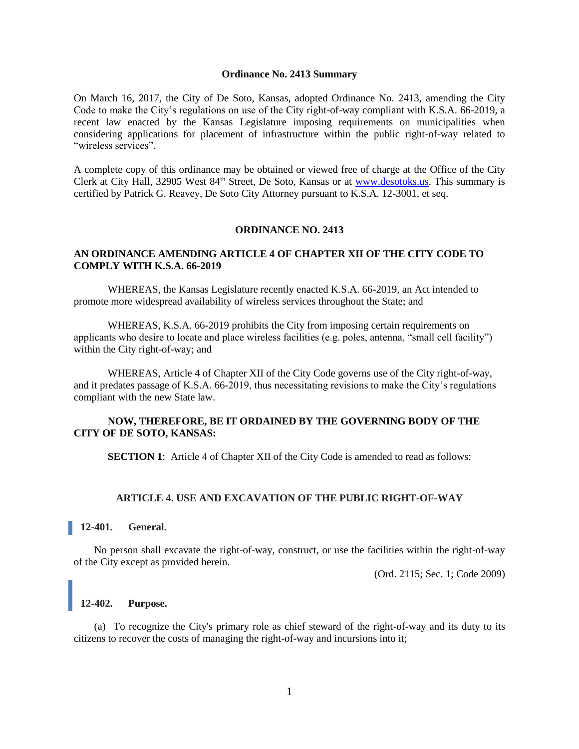**Ordinance No. 2413 Summary**

On March 16, 2017, the City of De Soto, Kansas, adopted Ordinance No. 2413, amending the City Code to make the City's regulations on use of the City right-of-way compliant with K.S.A. 66-2019, a recent law enacted by the Kansas Legislature imposing requirements on municipalities when considering applications for placement of infrastructure within the public right-of-way related to "wireless services".

A complete copy of this ordinance may be obtained or viewed free of charge at the Office of the City Clerk at City Hall, 32905 West 84th Street, De Soto, Kansas or at www.desotoks.us. This summary is certified by Patrick G. Reavey, De Soto City Attorney pursuant to K.S.A. 12-3001, et seq.

# ORDINANCE NO. 2413

## AN ORDINANCE AMENDING ARTICLE 4 OF CHAPTER XII OF THE CITY CODE TO COMPLY WITH K.S.A. 66-2019

WHEREAS, the Kansas Legislature recently enacted K.S.A. 66-2019, an Act intended to promote more widespread availability of wireless services throughout the State; and

WHEREAS, K.S.A. 66-2019 prohibits the City from imposing certain requirements on applicants who desire to locate and place wireless facilities (e.g. poles, antenna, "small cell facility") within the City right-of-way; and

WHEREAS, Article 4 of Chapter XII of the City Code governs use of the City right-of-way, and it predates passage of K.S.A. 66-2019, thus necessitating revisions to make the City's regulations compliant with the new State law.

**NOW, THEREFORE, BE IT ORDAINED BY THE GOVERNING BODY OF THE CITY OF DE SOTO, KANSAS:**

**SECTION 1**: Article 4 of Chapter XII of the City Code is amended to read as follows:

## ARTICLE 4. USE AND EXCAVATION OF THE PUBLIC RIGHT-OF-WAY

### 12-401. General.

No person shall excavate the right-of-way, construct, or use the facilities within the right-of-way of the City except as provided herein.

(Ord. 2115; Sec. 1; Code 2009)

### 12-402. Purpose.

(a) To recognize the City's primary role as chief steward of the right-of-way and its duty to its citizens to recover the costs of managing the right-of-way and incursions into it;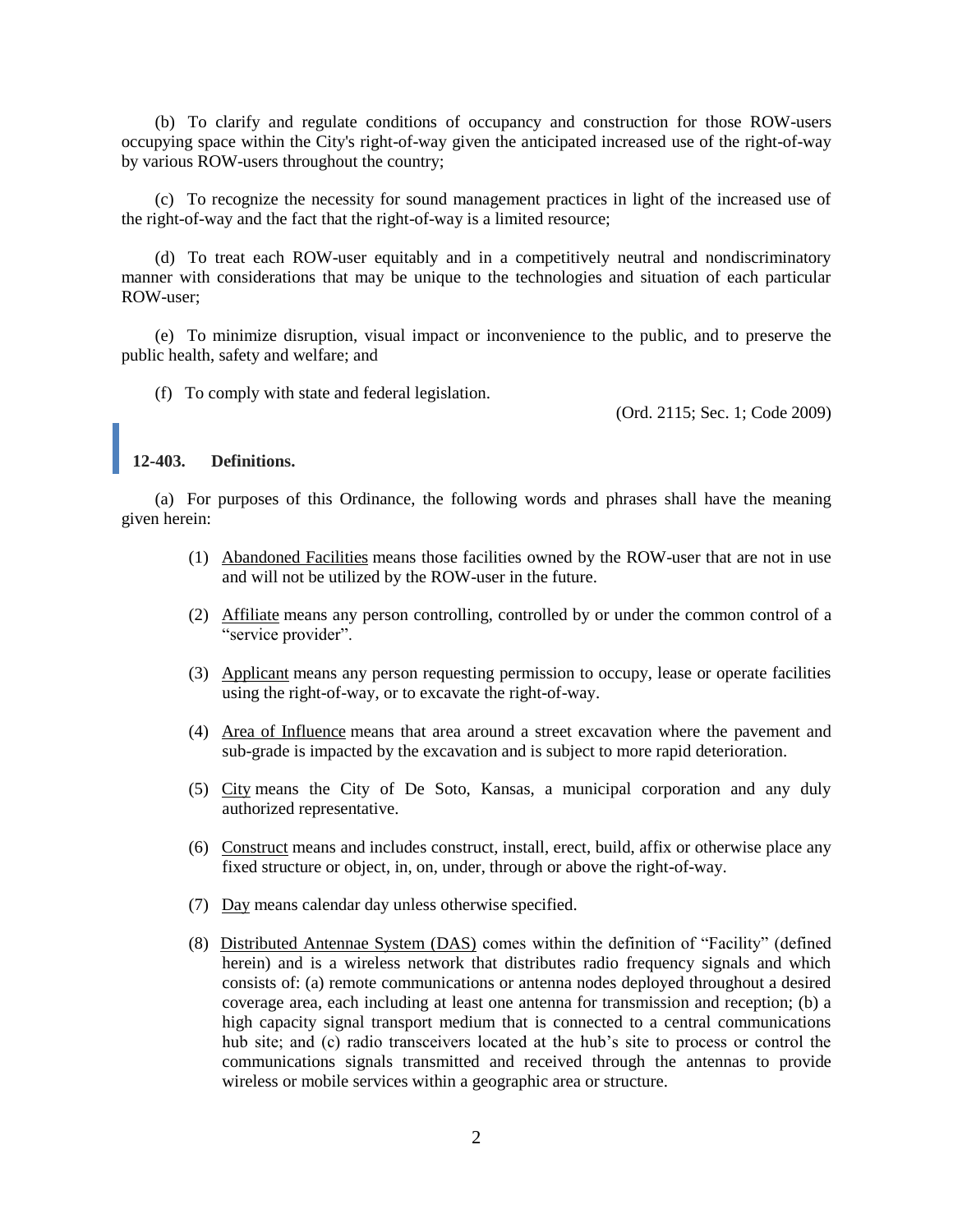(b) To clarify and regulate conditions of occupancy and construction for those ROW-users occupying space within the City's right-of-way given the anticipated increased use of the right-of-way by various ROW-users throughout the country;

(c) To recognize the necessity for sound management practices in light of the increased use of the right-of-way and the fact that the right-of-way is a limited resource;

(d) To treat each ROW-user equitably and in a competitively neutral and nondiscriminatory manner with considerations that may be unique to the technologies and situation of each particular ROW-user;

(e) To minimize disruption, visual impact or inconvenience to the public, and to preserve the public health, safety and welfare; and

(f) To comply with state and federal legislation.

(Ord. 2115; Sec. 1; Code 2009)

### 12-403. Definitions.

(a) For purposes of this Ordinance, the following words and phrases shall have the meaning given herein:

(1) Abandoned Facilities means those facilities owned by the ROW-user that are not in use and will not be utilized by the ROW-user in the future.

(2) Affiliate means any person controlling, controlled by or under the common control of a "service provider".

(3) Applicant means any person requesting permission to occupy, lease or operate facilities using the right-of-way, or to excavate the right-of-way.

(4) Area of Influence means that area around a street excavation where the pavement and sub-grade is impacted by the excavation and is subject to more rapid deterioration.

(5) City means the City of De Soto, Kansas, a municipal corporation and any duly authorized representative.

(6) Construct means and includes construct, install, erect, build, affix or otherwise place any fixed structure or object, in, on, under, through or above the right-of-way.

(7) Day means calendar day unless otherwise specified.

(8) Distributed Antennae System (DAS) comes within the definition of "Facility" (defined herein) and is a wireless network that distributes radio frequency signals and which consists of: (a) remote communications or antenna nodes deployed throughout a desired coverage area, each including at least one antenna for transmission and reception; (b) a high capacity signal transport medium that is connected to a central communications hub site; and (c) radio transceivers located at the hub's site to process or control the communications signals transmitted and received through the antennas to provide wireless or mobile services within a geographic area or structure.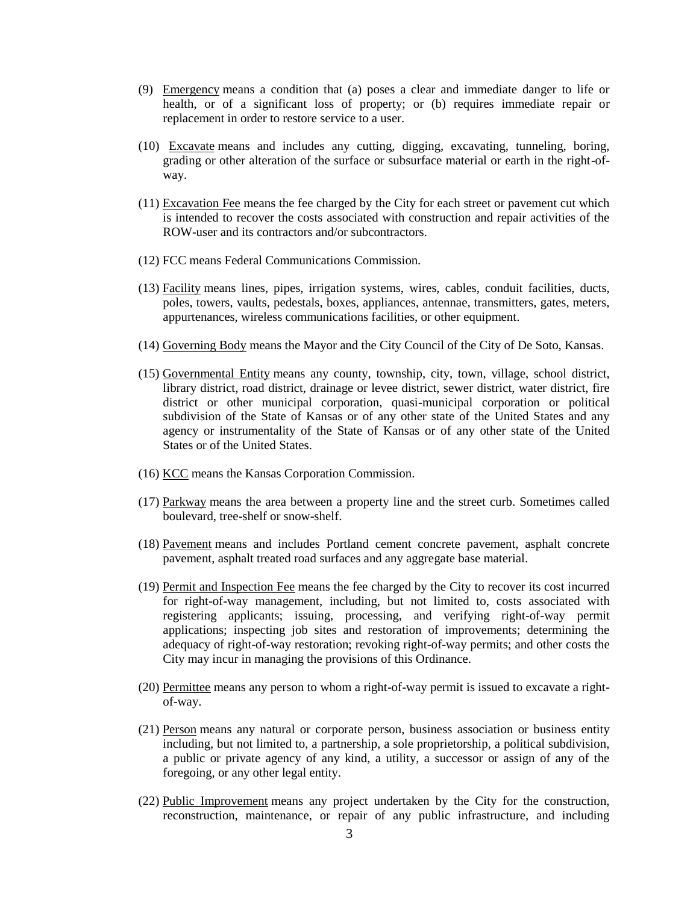(9) Emergency means a condition that (a) poses a clear and immediate danger to life or health, or of a significant loss of property; or (b) requires immediate repair or replacement in order to restore service to a user.

(10) Excavate means and includes any cutting, digging, excavating, tunneling, boring, grading or other alteration of the surface or subsurface material or earth in the right-of-way.

(11) Excavation Fee means the fee charged by the City for each street or pavement cut which is intended to recover the costs associated with construction and repair activities of the ROW-user and its contractors and/or subcontractors.

(12) FCC means Federal Communications Commission.

(13) Facility means lines, pipes, irrigation systems, wires, cables, conduit facilities, ducts, poles, towers, vaults, pedestals, boxes, appliances, antennae, transmitters, gates, meters, appurtenances, wireless communications facilities, or other equipment.

(14) Governing Body means the Mayor and the City Council of the City of De Soto, Kansas.

(15) Governmental Entity means any county, township, city, town, village, school district, library district, road district, drainage or levee district, sewer district, water district, fire district or other municipal corporation, quasi-municipal corporation or political subdivision of the State of Kansas or of any other state of the United States and any agency or instrumentality of the State of Kansas or of any other state of the United States or of the United States.

(16) KCC means the Kansas Corporation Commission.

(17) Parkway means the area between a property line and the street curb. Sometimes called boulevard, tree-shelf or snow-shelf.

(18) Pavement means and includes Portland cement concrete pavement, asphalt concrete pavement, asphalt treated road surfaces and any aggregate base material.

(19) Permit and Inspection Fee means the fee charged by the City to recover its cost incurred for right-of-way management, including, but not limited to, costs associated with registering applicants; issuing, processing, and verifying right-of-way permit applications; inspecting job sites and restoration of improvements; determining the adequacy of right-of-way restoration; revoking right-of-way permits; and other costs the City may incur in managing the provisions of this Ordinance.

(20) Permittee means any person to whom a right-of-way permit is issued to excavate a right-of-way.

(21) Person means any natural or corporate person, business association or business entity including, but not limited to, a partnership, a sole proprietorship, a political subdivision, a public or private agency of any kind, a utility, a successor or assign of any of the foregoing, or any other legal entity.

(22) Public Improvement means any project undertaken by the City for the construction, reconstruction, maintenance, or repair of any public infrastructure, and including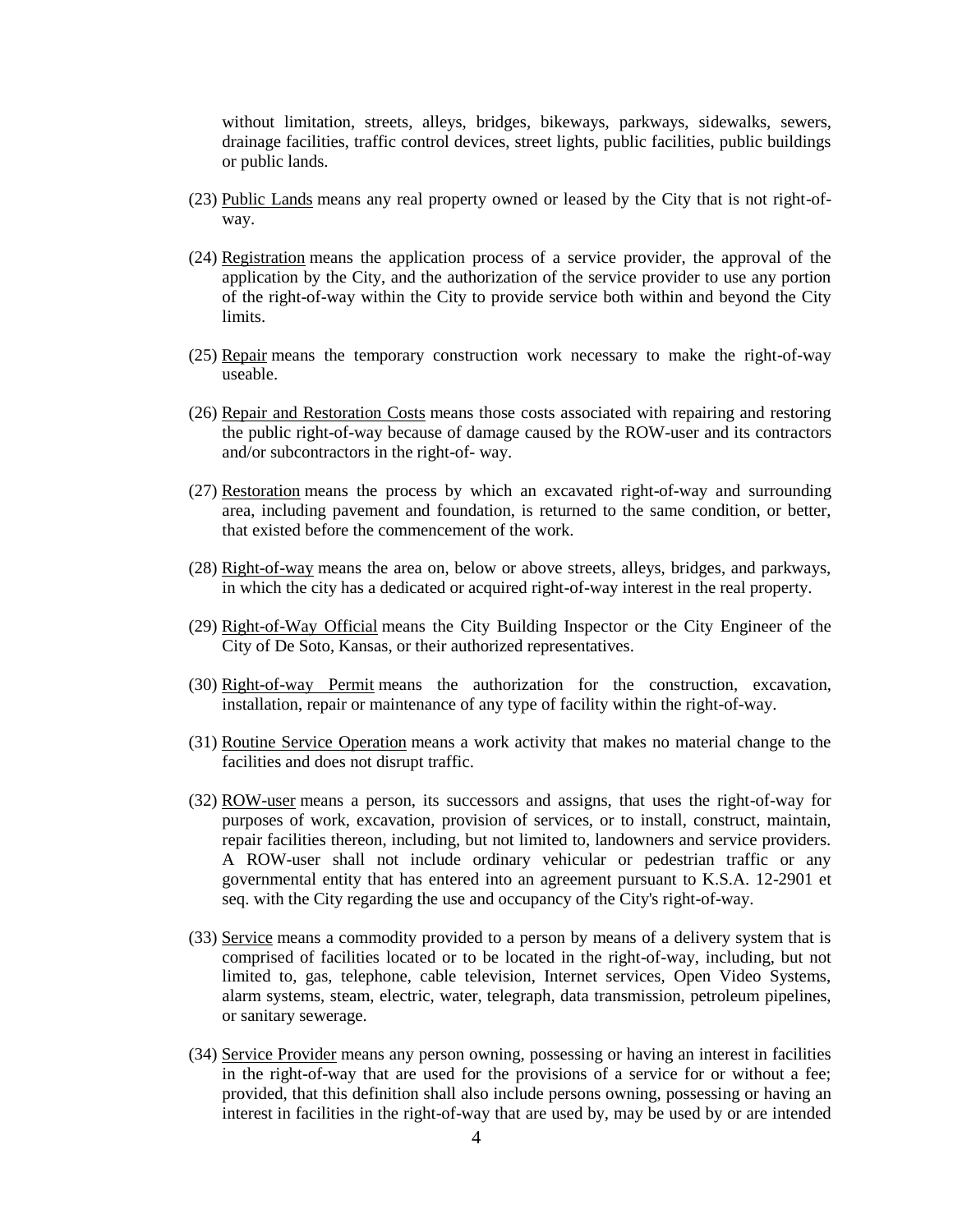without limitation, streets, alleys, bridges, bikeways, parkways, sidewalks, sewers, drainage facilities, traffic control devices, street lights, public facilities, public buildings or public lands.

(23) Public Lands means any real property owned or leased by the City that is not right-of-way.

(24) Registration means the application process of a service provider, the approval of the application by the City, and the authorization of the service provider to use any portion of the right-of-way within the City to provide service both within and beyond the City limits.

(25) Repair means the temporary construction work necessary to make the right-of-way useable.

(26) Repair and Restoration Costs means those costs associated with repairing and restoring the public right-of-way because of damage caused by the ROW-user and its contractors and/or subcontractors in the right-of- way.

(27) Restoration means the process by which an excavated right-of-way and surrounding area, including pavement and foundation, is returned to the same condition, or better, that existed before the commencement of the work.

(28) Right-of-way means the area on, below or above streets, alleys, bridges, and parkways, in which the city has a dedicated or acquired right-of-way interest in the real property.

(29) Right-of-Way Official means the City Building Inspector or the City Engineer of the City of De Soto, Kansas, or their authorized representatives.

(30) Right-of-way Permit means the authorization for the construction, excavation, installation, repair or maintenance of any type of facility within the right-of-way.

(31) Routine Service Operation means a work activity that makes no material change to the facilities and does not disrupt traffic.

(32) ROW-user means a person, its successors and assigns, that uses the right-of-way for purposes of work, excavation, provision of services, or to install, construct, maintain, repair facilities thereon, including, but not limited to, landowners and service providers. A ROW-user shall not include ordinary vehicular or pedestrian traffic or any governmental entity that has entered into an agreement pursuant to K.S.A. 12-2901 et seq. with the City regarding the use and occupancy of the City's right-of-way.

(33) Service means a commodity provided to a person by means of a delivery system that is comprised of facilities located or to be located in the right-of-way, including, but not limited to, gas, telephone, cable television, Internet services, Open Video Systems, alarm systems, steam, electric, water, telegraph, data transmission, petroleum pipelines, or sanitary sewerage.

(34) Service Provider means any person owning, possessing or having an interest in facilities in the right-of-way that are used for the provisions of a service for or without a fee; provided, that this definition shall also include persons owning, possessing or having an interest in facilities in the right-of-way that are used by, may be used by or are intended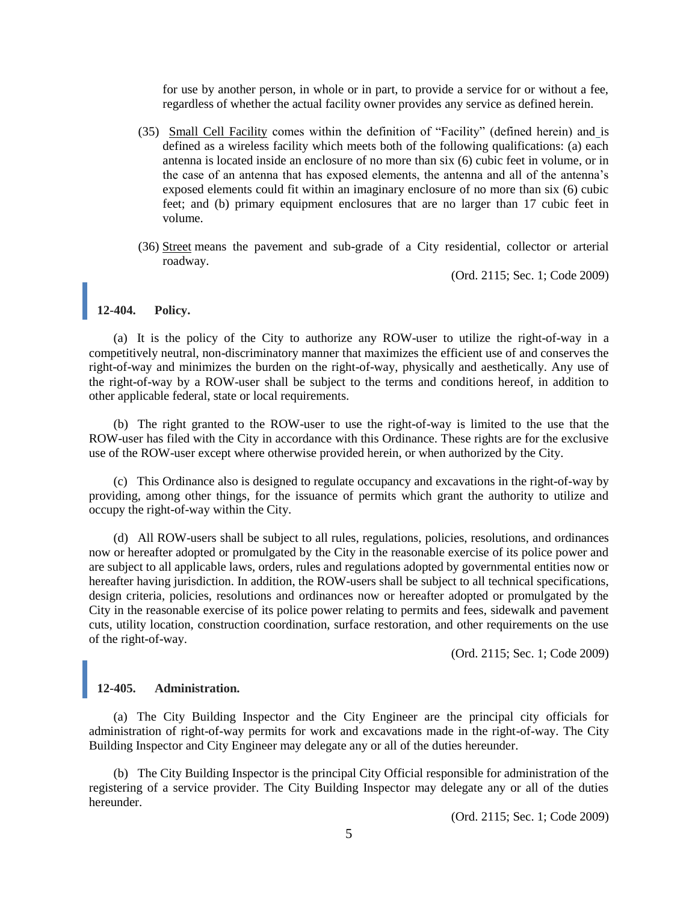for use by another person, in whole or in part, to provide a service for or without a fee, regardless of whether the actual facility owner provides any service as defined herein.

(35) Small Cell Facility comes within the definition of "Facility" (defined herein) and is defined as a wireless facility which meets both of the following qualifications: (a) each antenna is located inside an enclosure of no more than six (6) cubic feet in volume, or in the case of an antenna that has exposed elements, the antenna and all of the antenna's exposed elements could fit within an imaginary enclosure of no more than six (6) cubic feet; and (b) primary equipment enclosures that are no larger than 17 cubic feet in volume.

(36) Street means the pavement and sub-grade of a City residential, collector or arterial roadway.

(Ord. 2115; Sec. 1; Code 2009)

### 12-404. Policy.

(a) It is the policy of the City to authorize any ROW-user to utilize the right-of-way in a competitively neutral, non-discriminatory manner that maximizes the efficient use of and conserves the right-of-way and minimizes the burden on the right-of-way, physically and aesthetically. Any use of the right-of-way by a ROW-user shall be subject to the terms and conditions hereof, in addition to other applicable federal, state or local requirements.

(b) The right granted to the ROW-user to use the right-of-way is limited to the use that the ROW-user has filed with the City in accordance with this Ordinance. These rights are for the exclusive use of the ROW-user except where otherwise provided herein, or when authorized by the City.

(c) This Ordinance also is designed to regulate occupancy and excavations in the right-of-way by providing, among other things, for the issuance of permits which grant the authority to utilize and occupy the right-of-way within the City.

(d) All ROW-users shall be subject to all rules, regulations, policies, resolutions, and ordinances now or hereafter adopted or promulgated by the City in the reasonable exercise of its police power and are subject to all applicable laws, orders, rules and regulations adopted by governmental entities now or hereafter having jurisdiction. In addition, the ROW-users shall be subject to all technical specifications, design criteria, policies, resolutions and ordinances now or hereafter adopted or promulgated by the City in the reasonable exercise of its police power relating to permits and fees, sidewalk and pavement cuts, utility location, construction coordination, surface restoration, and other requirements on the use of the right-of-way.

(Ord. 2115; Sec. 1; Code 2009)

### 12-405. Administration.

(a) The City Building Inspector and the City Engineer are the principal city officials for administration of right-of-way permits for work and excavations made in the right-of-way. The City Building Inspector and City Engineer may delegate any or all of the duties hereunder.

(b) The City Building Inspector is the principal City Official responsible for administration of the registering of a service provider. The City Building Inspector may delegate any or all of the duties hereunder.

(Ord. 2115; Sec. 1; Code 2009)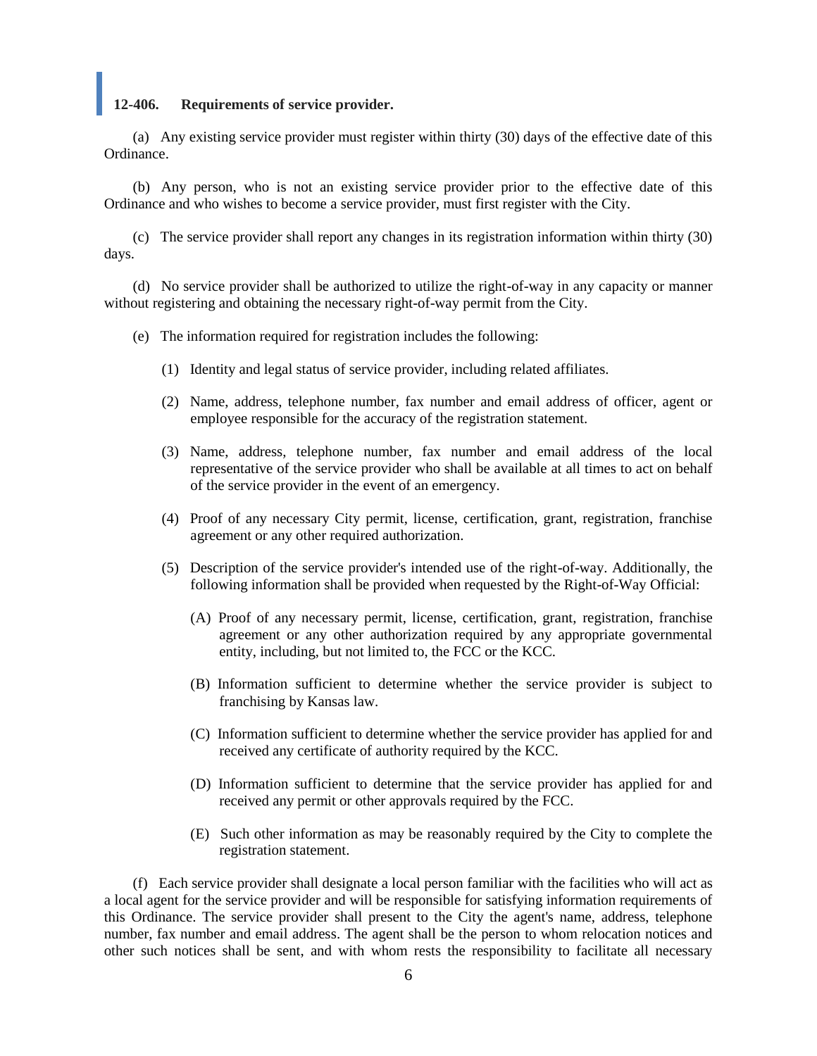### 12-406. Requirements of service provider.

(a) Any existing service provider must register within thirty (30) days of the effective date of this Ordinance.

(b) Any person, who is not an existing service provider prior to the effective date of this Ordinance and who wishes to become a service provider, must first register with the City.

(c) The service provider shall report any changes in its registration information within thirty (30) days.

(d) No service provider shall be authorized to utilize the right-of-way in any capacity or manner without registering and obtaining the necessary right-of-way permit from the City.

(e) The information required for registration includes the following:

(1) Identity and legal status of service provider, including related affiliates.

(2) Name, address, telephone number, fax number and email address of officer, agent or employee responsible for the accuracy of the registration statement.

(3) Name, address, telephone number, fax number and email address of the local representative of the service provider who shall be available at all times to act on behalf of the service provider in the event of an emergency.

(4) Proof of any necessary City permit, license, certification, grant, registration, franchise agreement or any other required authorization.

(5) Description of the service provider's intended use of the right-of-way. Additionally, the following information shall be provided when requested by the Right-of-Way Official:

(A) Proof of any necessary permit, license, certification, grant, registration, franchise agreement or any other authorization required by any appropriate governmental entity, including, but not limited to, the FCC or the KCC.

(B) Information sufficient to determine whether the service provider is subject to franchising by Kansas law.

(C) Information sufficient to determine whether the service provider has applied for and received any certificate of authority required by the KCC.

(D) Information sufficient to determine that the service provider has applied for and received any permit or other approvals required by the FCC.

(E) Such other information as may be reasonably required by the City to complete the registration statement.

(f) Each service provider shall designate a local person familiar with the facilities who will act as a local agent for the service provider and will be responsible for satisfying information requirements of this Ordinance. The service provider shall present to the City the agent's name, address, telephone number, fax number and email address. The agent shall be the person to whom relocation notices and other such notices shall be sent, and with whom rests the responsibility to facilitate all necessary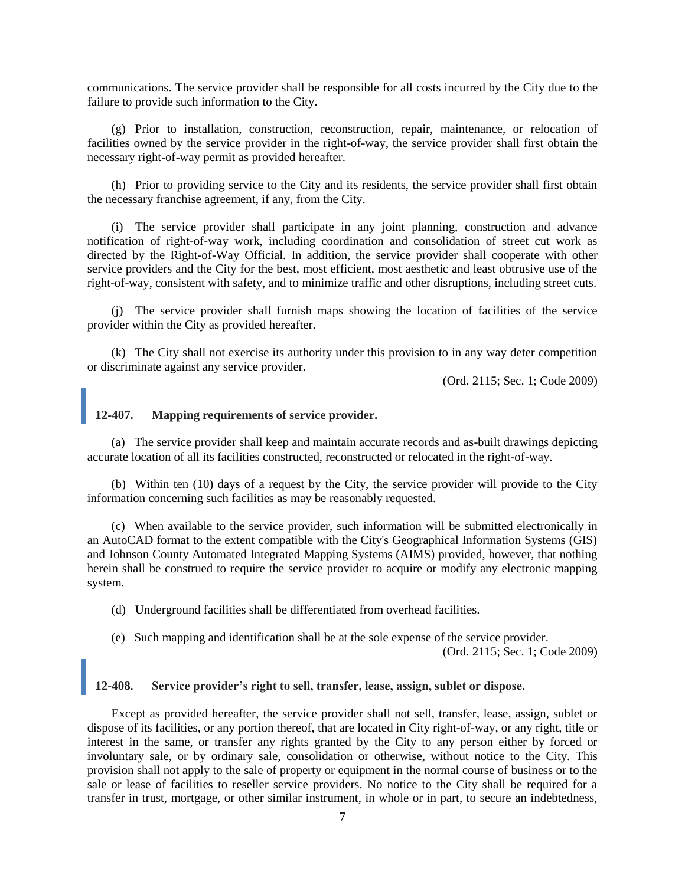communications. The service provider shall be responsible for all costs incurred by the City due to the failure to provide such information to the City.

(g) Prior to installation, construction, reconstruction, repair, maintenance, or relocation of facilities owned by the service provider in the right-of-way, the service provider shall first obtain the necessary right-of-way permit as provided hereafter.

(h) Prior to providing service to the City and its residents, the service provider shall first obtain the necessary franchise agreement, if any, from the City.

(i) The service provider shall participate in any joint planning, construction and advance notification of right-of-way work, including coordination and consolidation of street cut work as directed by the Right-of-Way Official. In addition, the service provider shall cooperate with other service providers and the City for the best, most efficient, most aesthetic and least obtrusive use of the right-of-way, consistent with safety, and to minimize traffic and other disruptions, including street cuts.

(j) The service provider shall furnish maps showing the location of facilities of the service provider within the City as provided hereafter.

(k) The City shall not exercise its authority under this provision to in any way deter competition or discriminate against any service provider.

(Ord. 2115; Sec. 1; Code 2009)

### 12-407. Mapping requirements of service provider.

(a) The service provider shall keep and maintain accurate records and as-built drawings depicting accurate location of all its facilities constructed, reconstructed or relocated in the right-of-way.

(b) Within ten (10) days of a request by the City, the service provider will provide to the City information concerning such facilities as may be reasonably requested.

(c) When available to the service provider, such information will be submitted electronically in an AutoCAD format to the extent compatible with the City's Geographical Information Systems (GIS) and Johnson County Automated Integrated Mapping Systems (AIMS) provided, however, that nothing herein shall be construed to require the service provider to acquire or modify any electronic mapping system.

(d) Underground facilities shall be differentiated from overhead facilities.

(e) Such mapping and identification shall be at the sole expense of the service provider.

(Ord. 2115; Sec. 1; Code 2009)

### 12-408. Service provider's right to sell, transfer, lease, assign, sublet or dispose.

Except as provided hereafter, the service provider shall not sell, transfer, lease, assign, sublet or dispose of its facilities, or any portion thereof, that are located in City right-of-way, or any right, title or interest in the same, or transfer any rights granted by the City to any person either by forced or involuntary sale, or by ordinary sale, consolidation or otherwise, without notice to the City. This provision shall not apply to the sale of property or equipment in the normal course of business or to the sale or lease of facilities to reseller service providers. No notice to the City shall be required for a transfer in trust, mortgage, or other similar instrument, in whole or in part, to secure an indebtedness,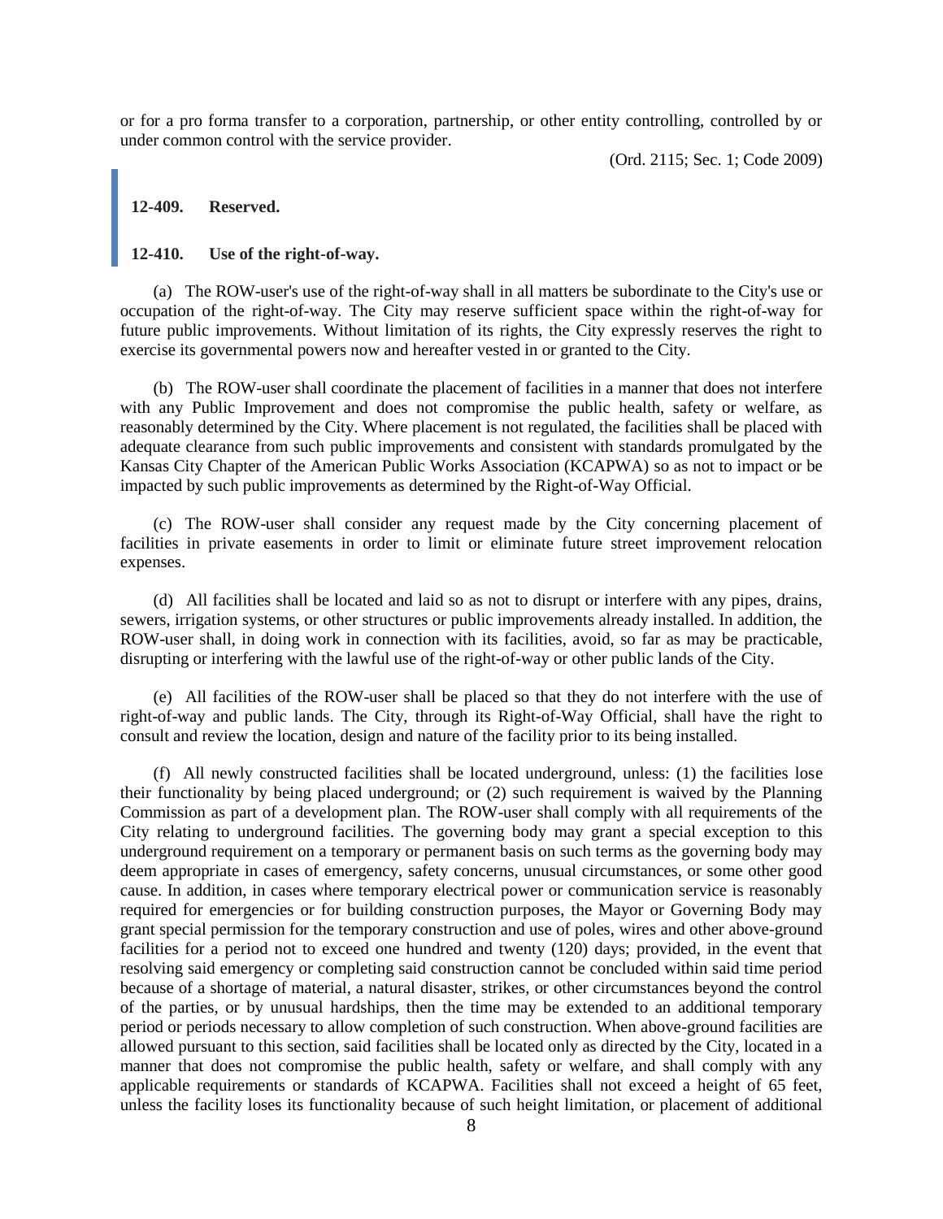or for a pro forma transfer to a corporation, partnership, or other entity controlling, controlled by or under common control with the service provider.

(Ord. 2115; Sec. 1; Code 2009)

**12-409. Reserved.**

**12-410. Use of the right-of-way.**

(a) The ROW-user's use of the right-of-way shall in all matters be subordinate to the City's use or occupation of the right-of-way. The City may reserve sufficient space within the right-of-way for future public improvements. Without limitation of its rights, the City expressly reserves the right to exercise its governmental powers now and hereafter vested in or granted to the City.

(b) The ROW-user shall coordinate the placement of facilities in a manner that does not interfere with any Public Improvement and does not compromise the public health, safety or welfare, as reasonably determined by the City. Where placement is not regulated, the facilities shall be placed with adequate clearance from such public improvements and consistent with standards promulgated by the Kansas City Chapter of the American Public Works Association (KCAPWA) so as not to impact or be impacted by such public improvements as determined by the Right-of-Way Official.

(c) The ROW-user shall consider any request made by the City concerning placement of facilities in private easements in order to limit or eliminate future street improvement relocation expenses.

(d) All facilities shall be located and laid so as not to disrupt or interfere with any pipes, drains, sewers, irrigation systems, or other structures or public improvements already installed. In addition, the ROW-user shall, in doing work in connection with its facilities, avoid, so far as may be practicable, disrupting or interfering with the lawful use of the right-of-way or other public lands of the City.

(e) All facilities of the ROW-user shall be placed so that they do not interfere with the use of right-of-way and public lands. The City, through its Right-of-Way Official, shall have the right to consult and review the location, design and nature of the facility prior to its being installed.

(f) All newly constructed facilities shall be located underground, unless: (1) the facilities lose their functionality by being placed underground; or (2) such requirement is waived by the Planning Commission as part of a development plan. The ROW-user shall comply with all requirements of the City relating to underground facilities. The governing body may grant a special exception to this underground requirement on a temporary or permanent basis on such terms as the governing body may deem appropriate in cases of emergency, safety concerns, unusual circumstances, or some other good cause. In addition, in cases where temporary electrical power or communication service is reasonably required for emergencies or for building construction purposes, the Mayor or Governing Body may grant special permission for the temporary construction and use of poles, wires and other above-ground facilities for a period not to exceed one hundred and twenty (120) days; provided, in the event that resolving said emergency or completing said construction cannot be concluded within said time period because of a shortage of material, a natural disaster, strikes, or other circumstances beyond the control of the parties, or by unusual hardships, then the time may be extended to an additional temporary period or periods necessary to allow completion of such construction. When above-ground facilities are allowed pursuant to this section, said facilities shall be located only as directed by the City, located in a manner that does not compromise the public health, safety or welfare, and shall comply with any applicable requirements or standards of KCAPWA. Facilities shall not exceed a height of 65 feet, unless the facility loses its functionality because of such height limitation, or placement of additional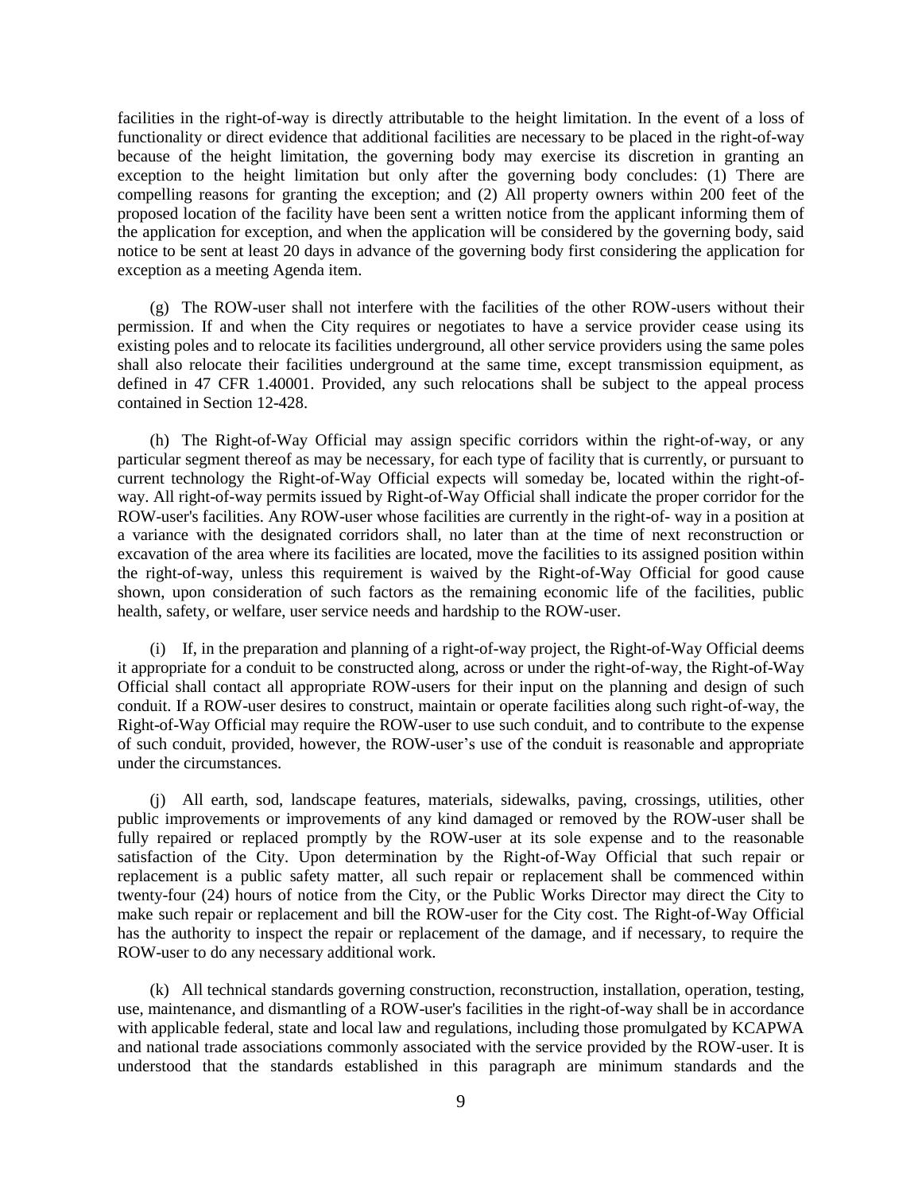facilities in the right-of-way is directly attributable to the height limitation. In the event of a loss of functionality or direct evidence that additional facilities are necessary to be placed in the right-of-way because of the height limitation, the governing body may exercise its discretion in granting an exception to the height limitation but only after the governing body concludes: (1) There are compelling reasons for granting the exception; and (2) All property owners within 200 feet of the proposed location of the facility have been sent a written notice from the applicant informing them of the application for exception, and when the application will be considered by the governing body, said notice to be sent at least 20 days in advance of the governing body first considering the application for exception as a meeting Agenda item.

(g) The ROW-user shall not interfere with the facilities of the other ROW-users without their permission. If and when the City requires or negotiates to have a service provider cease using its existing poles and to relocate its facilities underground, all other service providers using the same poles shall also relocate their facilities underground at the same time, except transmission equipment, as defined in 47 CFR 1.40001. Provided, any such relocations shall be subject to the appeal process contained in Section 12-428.

(h) The Right-of-Way Official may assign specific corridors within the right-of-way, or any particular segment thereof as may be necessary, for each type of facility that is currently, or pursuant to current technology the Right-of-Way Official expects will someday be, located within the right-of-way. All right-of-way permits issued by Right-of-Way Official shall indicate the proper corridor for the ROW-user's facilities. Any ROW-user whose facilities are currently in the right-of- way in a position at a variance with the designated corridors shall, no later than at the time of next reconstruction or excavation of the area where its facilities are located, move the facilities to its assigned position within the right-of-way, unless this requirement is waived by the Right-of-Way Official for good cause shown, upon consideration of such factors as the remaining economic life of the facilities, public health, safety, or welfare, user service needs and hardship to the ROW-user.

(i) If, in the preparation and planning of a right-of-way project, the Right-of-Way Official deems it appropriate for a conduit to be constructed along, across or under the right-of-way, the Right-of-Way Official shall contact all appropriate ROW-users for their input on the planning and design of such conduit. If a ROW-user desires to construct, maintain or operate facilities along such right-of-way, the Right-of-Way Official may require the ROW-user to use such conduit, and to contribute to the expense of such conduit, provided, however, the ROW-user's use of the conduit is reasonable and appropriate under the circumstances.

(j) All earth, sod, landscape features, materials, sidewalks, paving, crossings, utilities, other public improvements or improvements of any kind damaged or removed by the ROW-user shall be fully repaired or replaced promptly by the ROW-user at its sole expense and to the reasonable satisfaction of the City. Upon determination by the Right-of-Way Official that such repair or replacement is a public safety matter, all such repair or replacement shall be commenced within twenty-four (24) hours of notice from the City, or the Public Works Director may direct the City to make such repair or replacement and bill the ROW-user for the City cost. The Right-of-Way Official has the authority to inspect the repair or replacement of the damage, and if necessary, to require the ROW-user to do any necessary additional work.

(k) All technical standards governing construction, reconstruction, installation, operation, testing, use, maintenance, and dismantling of a ROW-user's facilities in the right-of-way shall be in accordance with applicable federal, state and local law and regulations, including those promulgated by KCAPWA and national trade associations commonly associated with the service provided by the ROW-user. It is understood that the standards established in this paragraph are minimum standards and the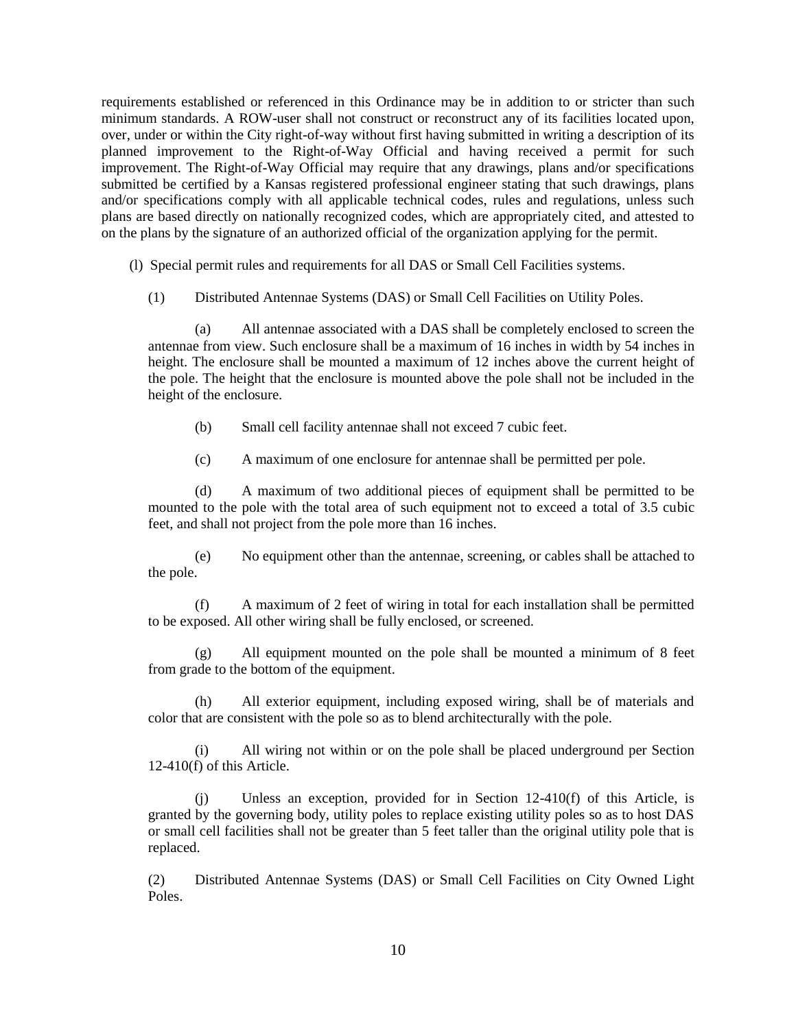requirements established or referenced in this Ordinance may be in addition to or stricter than such minimum standards. A ROW-user shall not construct or reconstruct any of its facilities located upon, over, under or within the City right-of-way without first having submitted in writing a description of its planned improvement to the Right-of-Way Official and having received a permit for such improvement. The Right-of-Way Official may require that any drawings, plans and/or specifications submitted be certified by a Kansas registered professional engineer stating that such drawings, plans and/or specifications comply with all applicable technical codes, rules and regulations, unless such plans are based directly on nationally recognized codes, which are appropriately cited, and attested to on the plans by the signature of an authorized official of the organization applying for the permit.

(l) Special permit rules and requirements for all DAS or Small Cell Facilities systems.

(1) Distributed Antennae Systems (DAS) or Small Cell Facilities on Utility Poles.

(a) All antennae associated with a DAS shall be completely enclosed to screen the antennae from view. Such enclosure shall be a maximum of 16 inches in width by 54 inches in height. The enclosure shall be mounted a maximum of 12 inches above the current height of the pole. The height that the enclosure is mounted above the pole shall not be included in the height of the enclosure.

(b) Small cell facility antennae shall not exceed 7 cubic feet.

(c) A maximum of one enclosure for antennae shall be permitted per pole.

(d) A maximum of two additional pieces of equipment shall be permitted to be mounted to the pole with the total area of such equipment not to exceed a total of 3.5 cubic feet, and shall not project from the pole more than 16 inches.

(e) No equipment other than the antennae, screening, or cables shall be attached to the pole.

(f) A maximum of 2 feet of wiring in total for each installation shall be permitted to be exposed. All other wiring shall be fully enclosed, or screened.

(g) All equipment mounted on the pole shall be mounted a minimum of 8 feet from grade to the bottom of the equipment.

(h) All exterior equipment, including exposed wiring, shall be of materials and color that are consistent with the pole so as to blend architecturally with the pole.

(i) All wiring not within or on the pole shall be placed underground per Section 12-410(f) of this Article.

(j) Unless an exception, provided for in Section 12-410(f) of this Article, is granted by the governing body, utility poles to replace existing utility poles so as to host DAS or small cell facilities shall not be greater than 5 feet taller than the original utility pole that is replaced.

(2) Distributed Antennae Systems (DAS) or Small Cell Facilities on City Owned Light Poles.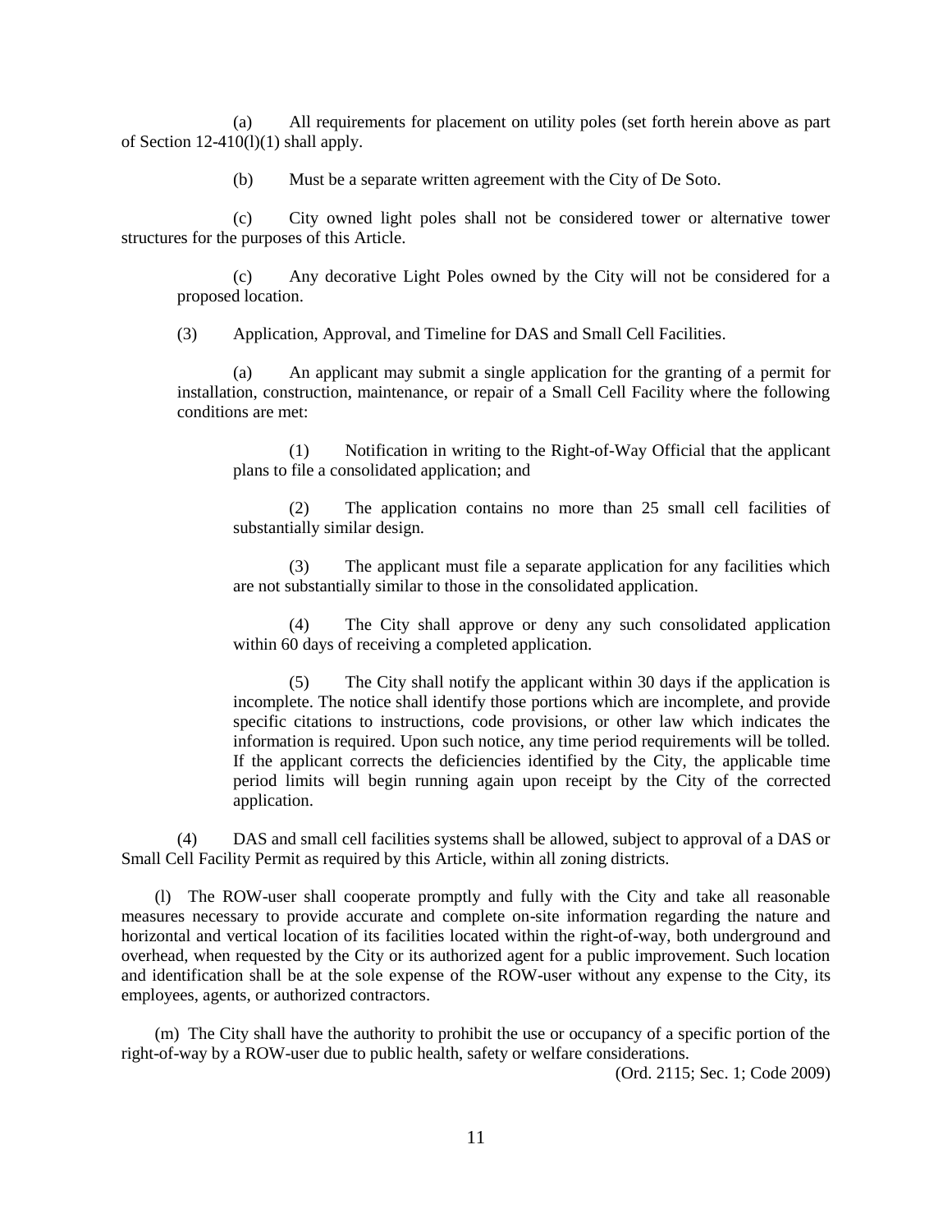(a) All requirements for placement on utility poles (set forth herein above as part of Section 12-410(l)(1) shall apply.

(b) Must be a separate written agreement with the City of De Soto.

(c) City owned light poles shall not be considered tower or alternative tower structures for the purposes of this Article.

(c) Any decorative Light Poles owned by the City will not be considered for a proposed location.

(3) Application, Approval, and Timeline for DAS and Small Cell Facilities.

(a) An applicant may submit a single application for the granting of a permit for installation, construction, maintenance, or repair of a Small Cell Facility where the following conditions are met:

(1) Notification in writing to the Right-of-Way Official that the applicant plans to file a consolidated application; and

(2) The application contains no more than 25 small cell facilities of substantially similar design.

(3) The applicant must file a separate application for any facilities which are not substantially similar to those in the consolidated application.

(4) The City shall approve or deny any such consolidated application within 60 days of receiving a completed application.

(5) The City shall notify the applicant within 30 days if the application is incomplete. The notice shall identify those portions which are incomplete, and provide specific citations to instructions, code provisions, or other law which indicates the information is required. Upon such notice, any time period requirements will be tolled. If the applicant corrects the deficiencies identified by the City, the applicable time period limits will begin running again upon receipt by the City of the corrected application.

(4) DAS and small cell facilities systems shall be allowed, subject to approval of a DAS or Small Cell Facility Permit as required by this Article, within all zoning districts.

(l) The ROW-user shall cooperate promptly and fully with the City and take all reasonable measures necessary to provide accurate and complete on-site information regarding the nature and horizontal and vertical location of its facilities located within the right-of-way, both underground and overhead, when requested by the City or its authorized agent for a public improvement. Such location and identification shall be at the sole expense of the ROW-user without any expense to the City, its employees, agents, or authorized contractors.

(m) The City shall have the authority to prohibit the use or occupancy of a specific portion of the right-of-way by a ROW-user due to public health, safety or welfare considerations.

(Ord. 2115; Sec. 1; Code 2009)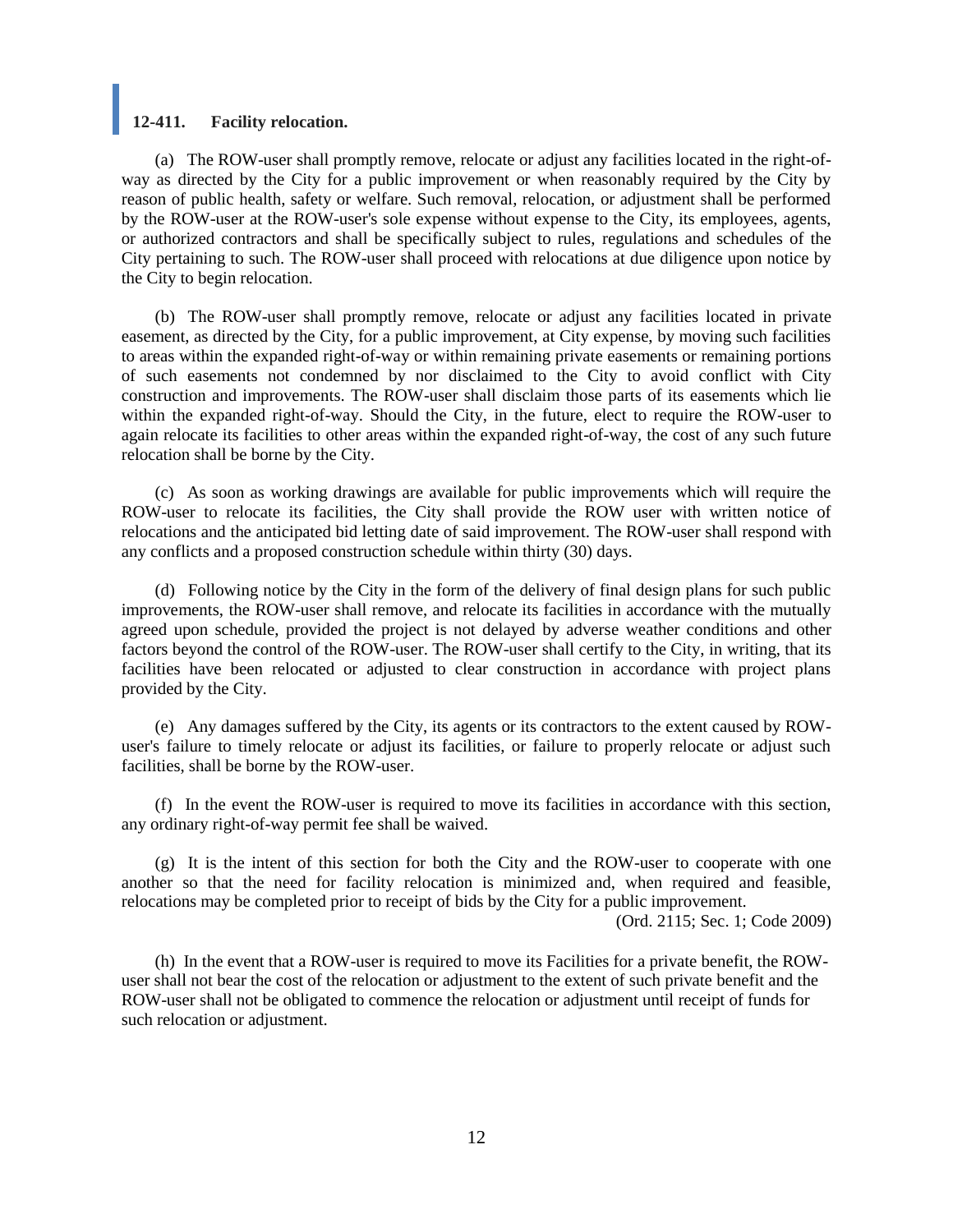### 12-411. Facility relocation.

(a) The ROW-user shall promptly remove, relocate or adjust any facilities located in the right-of-way as directed by the City for a public improvement or when reasonably required by the City by reason of public health, safety or welfare. Such removal, relocation, or adjustment shall be performed by the ROW-user at the ROW-user's sole expense without expense to the City, its employees, agents, or authorized contractors and shall be specifically subject to rules, regulations and schedules of the City pertaining to such. The ROW-user shall proceed with relocations at due diligence upon notice by the City to begin relocation.

(b) The ROW-user shall promptly remove, relocate or adjust any facilities located in private easement, as directed by the City, for a public improvement, at City expense, by moving such facilities to areas within the expanded right-of-way or within remaining private easements or remaining portions of such easements not condemned by nor disclaimed to the City to avoid conflict with City construction and improvements. The ROW-user shall disclaim those parts of its easements which lie within the expanded right-of-way. Should the City, in the future, elect to require the ROW-user to again relocate its facilities to other areas within the expanded right-of-way, the cost of any such future relocation shall be borne by the City.

(c) As soon as working drawings are available for public improvements which will require the ROW-user to relocate its facilities, the City shall provide the ROW user with written notice of relocations and the anticipated bid letting date of said improvement. The ROW-user shall respond with any conflicts and a proposed construction schedule within thirty (30) days.

(d) Following notice by the City in the form of the delivery of final design plans for such public improvements, the ROW-user shall remove, and relocate its facilities in accordance with the mutually agreed upon schedule, provided the project is not delayed by adverse weather conditions and other factors beyond the control of the ROW-user. The ROW-user shall certify to the City, in writing, that its facilities have been relocated or adjusted to clear construction in accordance with project plans provided by the City.

(e) Any damages suffered by the City, its agents or its contractors to the extent caused by ROW-user's failure to timely relocate or adjust its facilities, or failure to properly relocate or adjust such facilities, shall be borne by the ROW-user.

(f) In the event the ROW-user is required to move its facilities in accordance with this section, any ordinary right-of-way permit fee shall be waived.

(g) It is the intent of this section for both the City and the ROW-user to cooperate with one another so that the need for facility relocation is minimized and, when required and feasible, relocations may be completed prior to receipt of bids by the City for a public improvement.

(Ord. 2115; Sec. 1; Code 2009)

(h) In the event that a ROW-user is required to move its Facilities for a private benefit, the ROW-user shall not bear the cost of the relocation or adjustment to the extent of such private benefit and the ROW-user shall not be obligated to commence the relocation or adjustment until receipt of funds for such relocation or adjustment.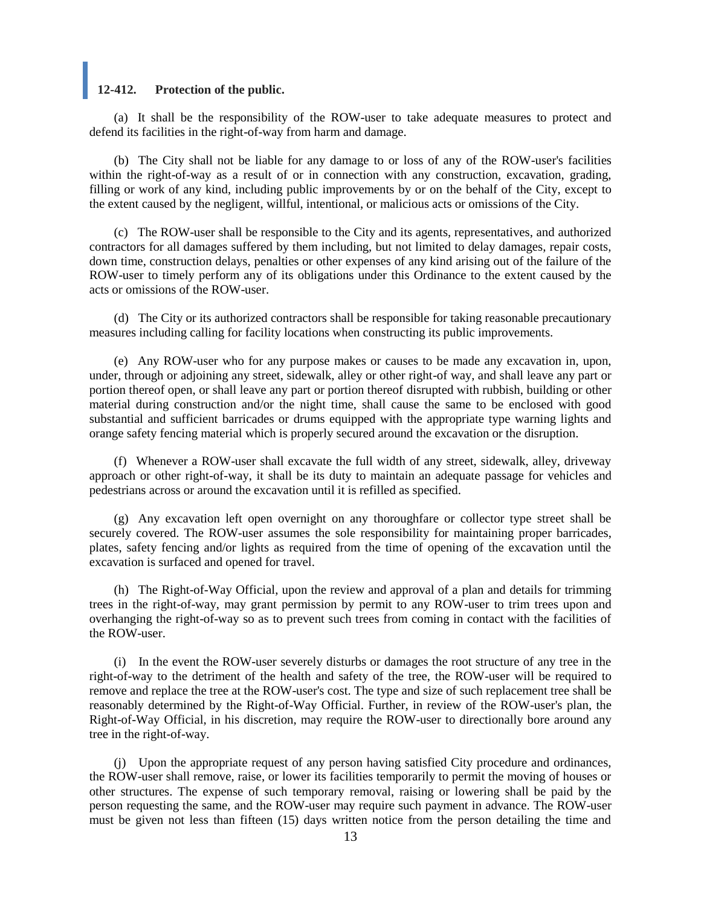### 12-412. Protection of the public.

(a) It shall be the responsibility of the ROW-user to take adequate measures to protect and defend its facilities in the right-of-way from harm and damage.

(b) The City shall not be liable for any damage to or loss of any of the ROW-user's facilities within the right-of-way as a result of or in connection with any construction, excavation, grading, filling or work of any kind, including public improvements by or on the behalf of the City, except to the extent caused by the negligent, willful, intentional, or malicious acts or omissions of the City.

(c) The ROW-user shall be responsible to the City and its agents, representatives, and authorized contractors for all damages suffered by them including, but not limited to delay damages, repair costs, down time, construction delays, penalties or other expenses of any kind arising out of the failure of the ROW-user to timely perform any of its obligations under this Ordinance to the extent caused by the acts or omissions of the ROW-user.

(d) The City or its authorized contractors shall be responsible for taking reasonable precautionary measures including calling for facility locations when constructing its public improvements.

(e) Any ROW-user who for any purpose makes or causes to be made any excavation in, upon, under, through or adjoining any street, sidewalk, alley or other right-of way, and shall leave any part or portion thereof open, or shall leave any part or portion thereof disrupted with rubbish, building or other material during construction and/or the night time, shall cause the same to be enclosed with good substantial and sufficient barricades or drums equipped with the appropriate type warning lights and orange safety fencing material which is properly secured around the excavation or the disruption.

(f) Whenever a ROW-user shall excavate the full width of any street, sidewalk, alley, driveway approach or other right-of-way, it shall be its duty to maintain an adequate passage for vehicles and pedestrians across or around the excavation until it is refilled as specified.

(g) Any excavation left open overnight on any thoroughfare or collector type street shall be securely covered. The ROW-user assumes the sole responsibility for maintaining proper barricades, plates, safety fencing and/or lights as required from the time of opening of the excavation until the excavation is surfaced and opened for travel.

(h) The Right-of-Way Official, upon the review and approval of a plan and details for trimming trees in the right-of-way, may grant permission by permit to any ROW-user to trim trees upon and overhanging the right-of-way so as to prevent such trees from coming in contact with the facilities of the ROW-user.

(i) In the event the ROW-user severely disturbs or damages the root structure of any tree in the right-of-way to the detriment of the health and safety of the tree, the ROW-user will be required to remove and replace the tree at the ROW-user's cost. The type and size of such replacement tree shall be reasonably determined by the Right-of-Way Official. Further, in review of the ROW-user's plan, the Right-of-Way Official, in his discretion, may require the ROW-user to directionally bore around any tree in the right-of-way.

(j) Upon the appropriate request of any person having satisfied City procedure and ordinances, the ROW-user shall remove, raise, or lower its facilities temporarily to permit the moving of houses or other structures. The expense of such temporary removal, raising or lowering shall be paid by the person requesting the same, and the ROW-user may require such payment in advance. The ROW-user must be given not less than fifteen (15) days written notice from the person detailing the time and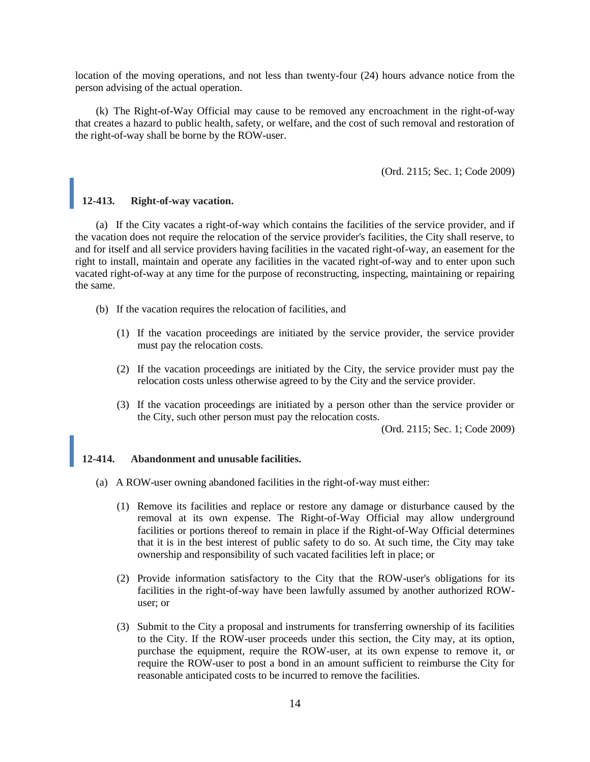location of the moving operations, and not less than twenty-four (24) hours advance notice from the person advising of the actual operation.

(k) The Right-of-Way Official may cause to be removed any encroachment in the right-of-way that creates a hazard to public health, safety, or welfare, and the cost of such removal and restoration of the right-of-way shall be borne by the ROW-user.

(Ord. 2115; Sec. 1; Code 2009)

### 12-413. Right-of-way vacation.

(a) If the City vacates a right-of-way which contains the facilities of the service provider, and if the vacation does not require the relocation of the service provider's facilities, the City shall reserve, to and for itself and all service providers having facilities in the vacated right-of-way, an easement for the right to install, maintain and operate any facilities in the vacated right-of-way and to enter upon such vacated right-of-way at any time for the purpose of reconstructing, inspecting, maintaining or repairing the same.

(b) If the vacation requires the relocation of facilities, and

(1) If the vacation proceedings are initiated by the service provider, the service provider must pay the relocation costs.

(2) If the vacation proceedings are initiated by the City, the service provider must pay the relocation costs unless otherwise agreed to by the City and the service provider.

(3) If the vacation proceedings are initiated by a person other than the service provider or the City, such other person must pay the relocation costs.

(Ord. 2115; Sec. 1; Code 2009)

### 12-414. Abandonment and unusable facilities.

(a) A ROW-user owning abandoned facilities in the right-of-way must either:

(1) Remove its facilities and replace or restore any damage or disturbance caused by the removal at its own expense. The Right-of-Way Official may allow underground facilities or portions thereof to remain in place if the Right-of-Way Official determines that it is in the best interest of public safety to do so. At such time, the City may take ownership and responsibility of such vacated facilities left in place; or

(2) Provide information satisfactory to the City that the ROW-user's obligations for its facilities in the right-of-way have been lawfully assumed by another authorized ROW-user; or

(3) Submit to the City a proposal and instruments for transferring ownership of its facilities to the City. If the ROW-user proceeds under this section, the City may, at its option, purchase the equipment, require the ROW-user, at its own expense to remove it, or require the ROW-user to post a bond in an amount sufficient to reimburse the City for reasonable anticipated costs to be incurred to remove the facilities.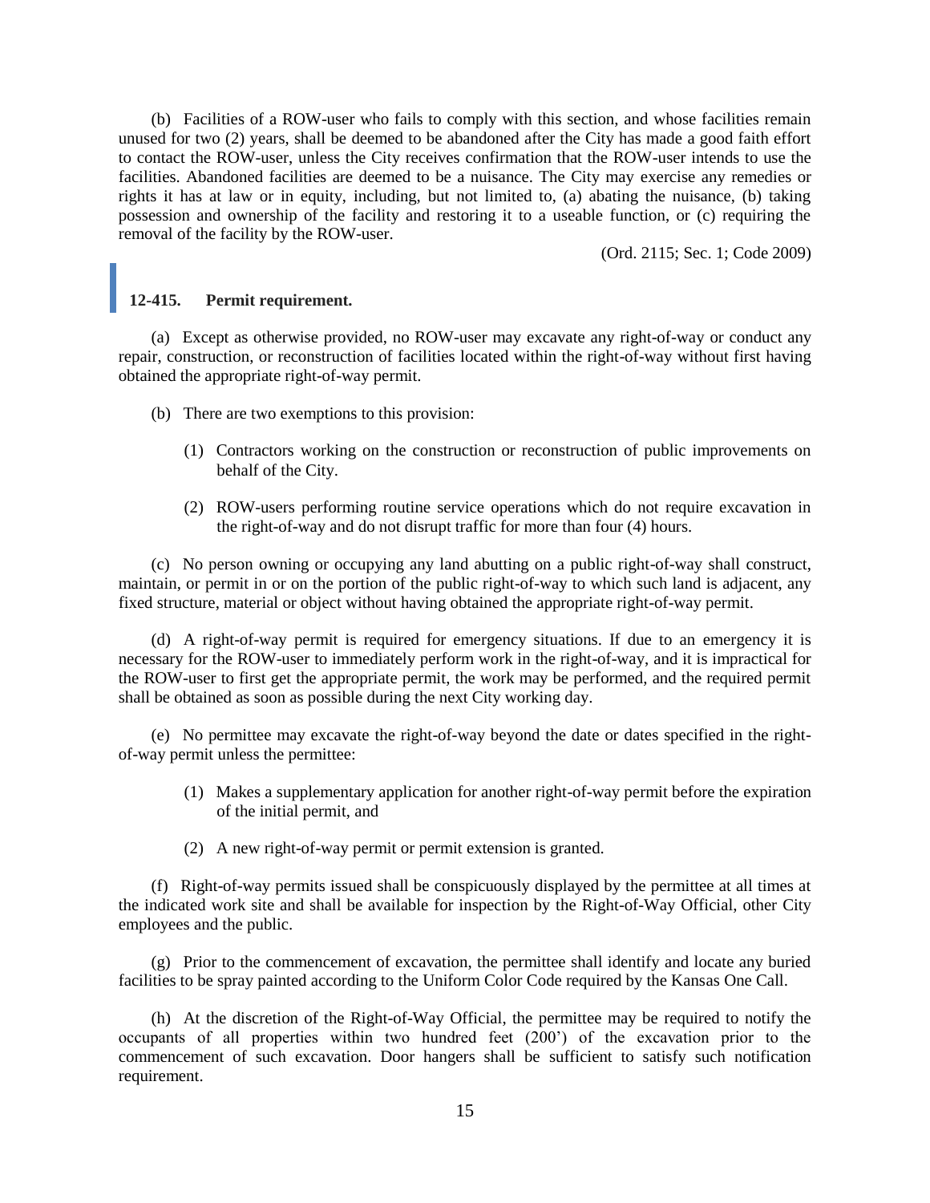(b) Facilities of a ROW-user who fails to comply with this section, and whose facilities remain unused for two (2) years, shall be deemed to be abandoned after the City has made a good faith effort to contact the ROW-user, unless the City receives confirmation that the ROW-user intends to use the facilities. Abandoned facilities are deemed to be a nuisance. The City may exercise any remedies or rights it has at law or in equity, including, but not limited to, (a) abating the nuisance, (b) taking possession and ownership of the facility and restoring it to a useable function, or (c) requiring the removal of the facility by the ROW-user.

(Ord. 2115; Sec. 1; Code 2009)

### 12-415. Permit requirement.

(a) Except as otherwise provided, no ROW-user may excavate any right-of-way or conduct any repair, construction, or reconstruction of facilities located within the right-of-way without first having obtained the appropriate right-of-way permit.

(b) There are two exemptions to this provision:

(1) Contractors working on the construction or reconstruction of public improvements on behalf of the City.

(2) ROW-users performing routine service operations which do not require excavation in the right-of-way and do not disrupt traffic for more than four (4) hours.

(c) No person owning or occupying any land abutting on a public right-of-way shall construct, maintain, or permit in or on the portion of the public right-of-way to which such land is adjacent, any fixed structure, material or object without having obtained the appropriate right-of-way permit.

(d) A right-of-way permit is required for emergency situations. If due to an emergency it is necessary for the ROW-user to immediately perform work in the right-of-way, and it is impractical for the ROW-user to first get the appropriate permit, the work may be performed, and the required permit shall be obtained as soon as possible during the next City working day.

(e) No permittee may excavate the right-of-way beyond the date or dates specified in the right-of-way permit unless the permittee:

(1) Makes a supplementary application for another right-of-way permit before the expiration of the initial permit, and

(2) A new right-of-way permit or permit extension is granted.

(f) Right-of-way permits issued shall be conspicuously displayed by the permittee at all times at the indicated work site and shall be available for inspection by the Right-of-Way Official, other City employees and the public.

(g) Prior to the commencement of excavation, the permittee shall identify and locate any buried facilities to be spray painted according to the Uniform Color Code required by the Kansas One Call.

(h) At the discretion of the Right-of-Way Official, the permittee may be required to notify the occupants of all properties within two hundred feet (200') of the excavation prior to the commencement of such excavation. Door hangers shall be sufficient to satisfy such notification requirement.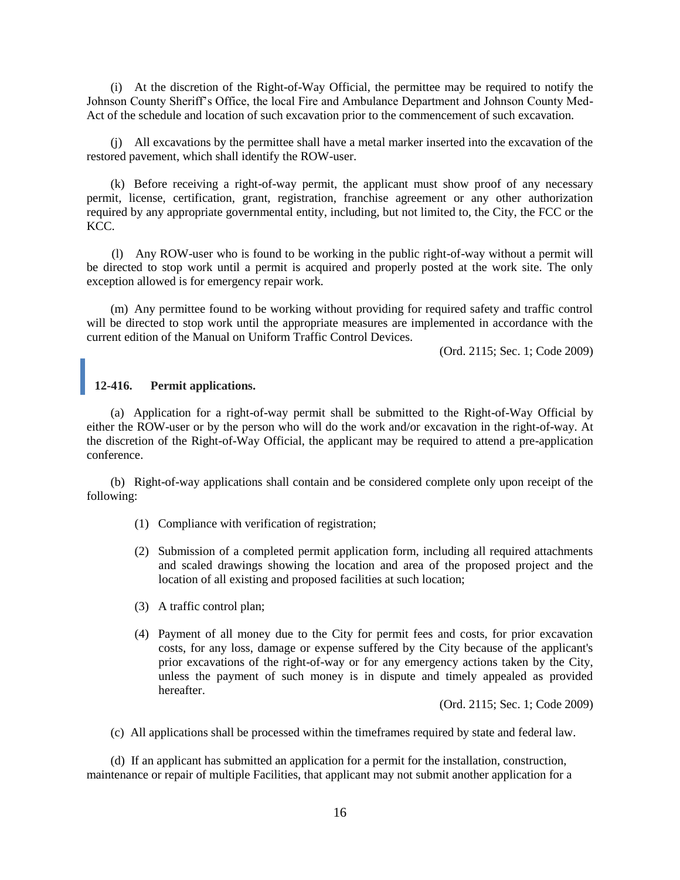(i) At the discretion of the Right-of-Way Official, the permittee may be required to notify the Johnson County Sheriff's Office, the local Fire and Ambulance Department and Johnson County Med-Act of the schedule and location of such excavation prior to the commencement of such excavation.

(j) All excavations by the permittee shall have a metal marker inserted into the excavation of the restored pavement, which shall identify the ROW-user.

(k) Before receiving a right-of-way permit, the applicant must show proof of any necessary permit, license, certification, grant, registration, franchise agreement or any other authorization required by any appropriate governmental entity, including, but not limited to, the City, the FCC or the KCC.

(l) Any ROW-user who is found to be working in the public right-of-way without a permit will be directed to stop work until a permit is acquired and properly posted at the work site. The only exception allowed is for emergency repair work.

(m) Any permittee found to be working without providing for required safety and traffic control will be directed to stop work until the appropriate measures are implemented in accordance with the current edition of the Manual on Uniform Traffic Control Devices.

(Ord. 2115; Sec. 1; Code 2009)

### 12-416. Permit applications.

(a) Application for a right-of-way permit shall be submitted to the Right-of-Way Official by either the ROW-user or by the person who will do the work and/or excavation in the right-of-way. At the discretion of the Right-of-Way Official, the applicant may be required to attend a pre-application conference.

(b) Right-of-way applications shall contain and be considered complete only upon receipt of the following:

(1) Compliance with verification of registration;

(2) Submission of a completed permit application form, including all required attachments and scaled drawings showing the location and area of the proposed project and the location of all existing and proposed facilities at such location;

(3) A traffic control plan;

(4) Payment of all money due to the City for permit fees and costs, for prior excavation costs, for any loss, damage or expense suffered by the City because of the applicant's prior excavations of the right-of-way or for any emergency actions taken by the City, unless the payment of such money is in dispute and timely appealed as provided hereafter.

(Ord. 2115; Sec. 1; Code 2009)

(c) All applications shall be processed within the timeframes required by state and federal law.

(d) If an applicant has submitted an application for a permit for the installation, construction, maintenance or repair of multiple Facilities, that applicant may not submit another application for a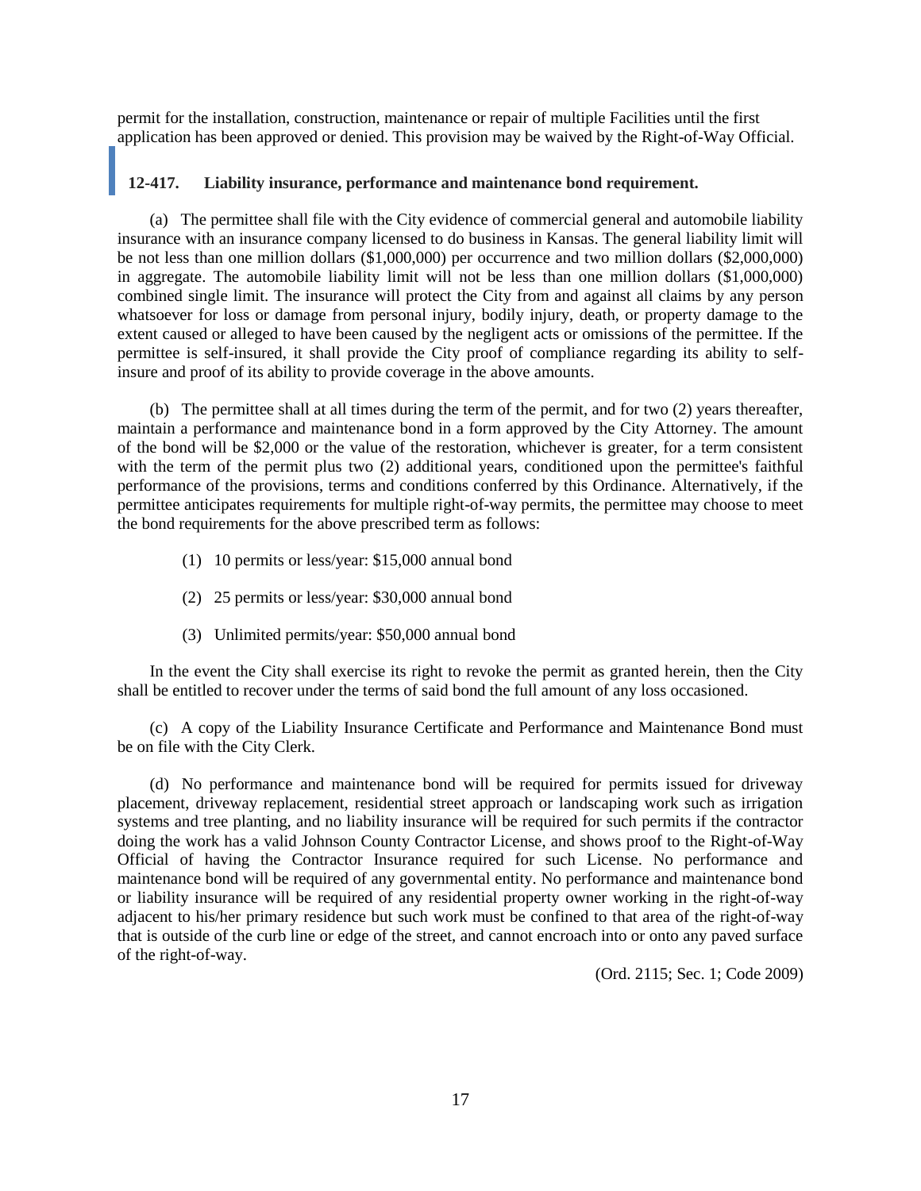permit for the installation, construction, maintenance or repair of multiple Facilities until the first application has been approved or denied. This provision may be waived by the Right-of-Way Official.

### 12-417. Liability insurance, performance and maintenance bond requirement.

(a) The permittee shall file with the City evidence of commercial general and automobile liability insurance with an insurance company licensed to do business in Kansas. The general liability limit will be not less than one million dollars ($1,000,000) per occurrence and two million dollars ($2,000,000) in aggregate. The automobile liability limit will not be less than one million dollars ($1,000,000) combined single limit. The insurance will protect the City from and against all claims by any person whatsoever for loss or damage from personal injury, bodily injury, death, or property damage to the extent caused or alleged to have been caused by the negligent acts or omissions of the permittee. If the permittee is self-insured, it shall provide the City proof of compliance regarding its ability to self-insure and proof of its ability to provide coverage in the above amounts.

(b) The permittee shall at all times during the term of the permit, and for two (2) years thereafter, maintain a performance and maintenance bond in a form approved by the City Attorney. The amount of the bond will be $2,000 or the value of the restoration, whichever is greater, for a term consistent with the term of the permit plus two (2) additional years, conditioned upon the permittee's faithful performance of the provisions, terms and conditions conferred by this Ordinance. Alternatively, if the permittee anticipates requirements for multiple right-of-way permits, the permittee may choose to meet the bond requirements for the above prescribed term as follows:

(1) 10 permits or less/year: $15,000 annual bond

(2) 25 permits or less/year: $30,000 annual bond

(3) Unlimited permits/year: $50,000 annual bond

In the event the City shall exercise its right to revoke the permit as granted herein, then the City shall be entitled to recover under the terms of said bond the full amount of any loss occasioned.

(c) A copy of the Liability Insurance Certificate and Performance and Maintenance Bond must be on file with the City Clerk.

(d) No performance and maintenance bond will be required for permits issued for driveway placement, driveway replacement, residential street approach or landscaping work such as irrigation systems and tree planting, and no liability insurance will be required for such permits if the contractor doing the work has a valid Johnson County Contractor License, and shows proof to the Right-of-Way Official of having the Contractor Insurance required for such License. No performance and maintenance bond will be required of any governmental entity. No performance and maintenance bond or liability insurance will be required of any residential property owner working in the right-of-way adjacent to his/her primary residence but such work must be confined to that area of the right-of-way that is outside of the curb line or edge of the street, and cannot encroach into or onto any paved surface of the right-of-way.

(Ord. 2115; Sec. 1; Code 2009)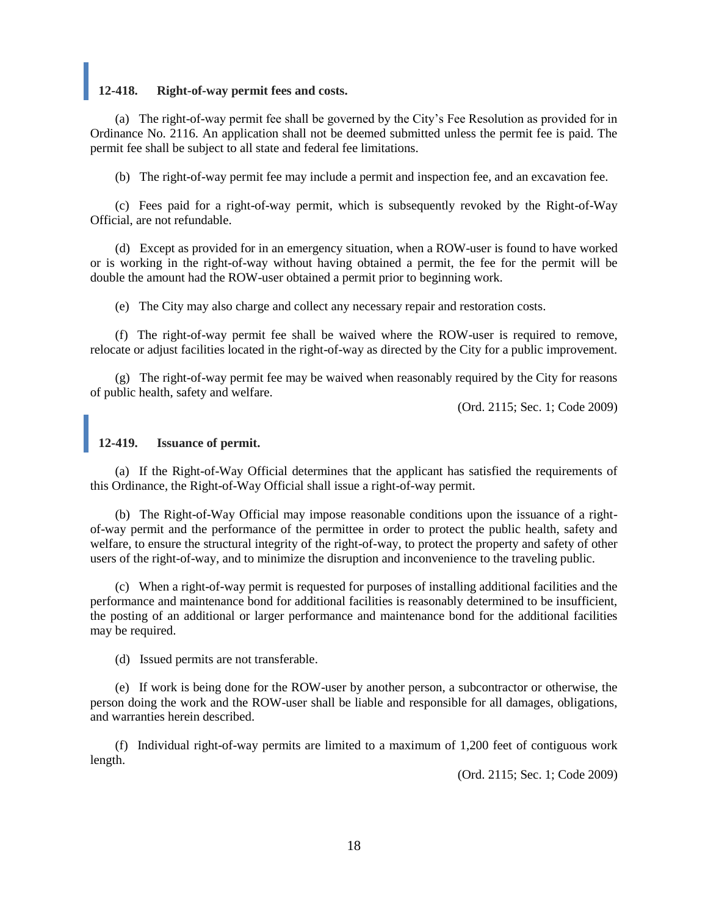### 12-418. Right-of-way permit fees and costs.

(a) The right-of-way permit fee shall be governed by the City's Fee Resolution as provided for in Ordinance No. 2116. An application shall not be deemed submitted unless the permit fee is paid. The permit fee shall be subject to all state and federal fee limitations.

(b) The right-of-way permit fee may include a permit and inspection fee, and an excavation fee.

(c) Fees paid for a right-of-way permit, which is subsequently revoked by the Right-of-Way Official, are not refundable.

(d) Except as provided for in an emergency situation, when a ROW-user is found to have worked or is working in the right-of-way without having obtained a permit, the fee for the permit will be double the amount had the ROW-user obtained a permit prior to beginning work.

(e) The City may also charge and collect any necessary repair and restoration costs.

(f) The right-of-way permit fee shall be waived where the ROW-user is required to remove, relocate or adjust facilities located in the right-of-way as directed by the City for a public improvement.

(g) The right-of-way permit fee may be waived when reasonably required by the City for reasons of public health, safety and welfare.

(Ord. 2115; Sec. 1; Code 2009)

### 12-419. Issuance of permit.

(a) If the Right-of-Way Official determines that the applicant has satisfied the requirements of this Ordinance, the Right-of-Way Official shall issue a right-of-way permit.

(b) The Right-of-Way Official may impose reasonable conditions upon the issuance of a right-of-way permit and the performance of the permittee in order to protect the public health, safety and welfare, to ensure the structural integrity of the right-of-way, to protect the property and safety of other users of the right-of-way, and to minimize the disruption and inconvenience to the traveling public.

(c) When a right-of-way permit is requested for purposes of installing additional facilities and the performance and maintenance bond for additional facilities is reasonably determined to be insufficient, the posting of an additional or larger performance and maintenance bond for the additional facilities may be required.

(d) Issued permits are not transferable.

(e) If work is being done for the ROW-user by another person, a subcontractor or otherwise, the person doing the work and the ROW-user shall be liable and responsible for all damages, obligations, and warranties herein described.

(f) Individual right-of-way permits are limited to a maximum of 1,200 feet of contiguous work length.

(Ord. 2115; Sec. 1; Code 2009)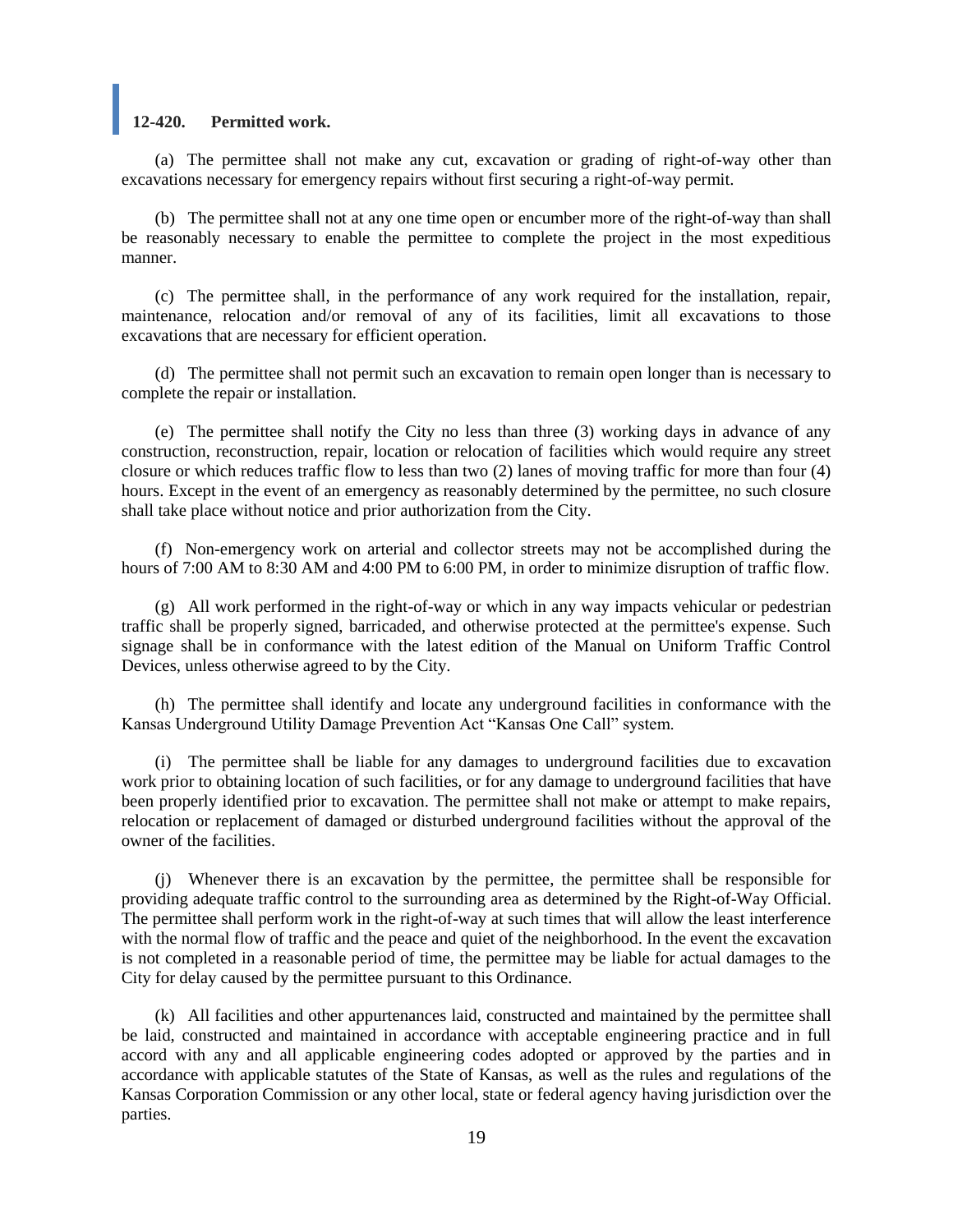### 12-420. Permitted work.

(a) The permittee shall not make any cut, excavation or grading of right-of-way other than excavations necessary for emergency repairs without first securing a right-of-way permit.

(b) The permittee shall not at any one time open or encumber more of the right-of-way than shall be reasonably necessary to enable the permittee to complete the project in the most expeditious manner.

(c) The permittee shall, in the performance of any work required for the installation, repair, maintenance, relocation and/or removal of any of its facilities, limit all excavations to those excavations that are necessary for efficient operation.

(d) The permittee shall not permit such an excavation to remain open longer than is necessary to complete the repair or installation.

(e) The permittee shall notify the City no less than three (3) working days in advance of any construction, reconstruction, repair, location or relocation of facilities which would require any street closure or which reduces traffic flow to less than two (2) lanes of moving traffic for more than four (4) hours. Except in the event of an emergency as reasonably determined by the permittee, no such closure shall take place without notice and prior authorization from the City.

(f) Non-emergency work on arterial and collector streets may not be accomplished during the hours of 7:00 AM to 8:30 AM and 4:00 PM to 6:00 PM, in order to minimize disruption of traffic flow.

(g) All work performed in the right-of-way or which in any way impacts vehicular or pedestrian traffic shall be properly signed, barricaded, and otherwise protected at the permittee's expense. Such signage shall be in conformance with the latest edition of the Manual on Uniform Traffic Control Devices, unless otherwise agreed to by the City.

(h) The permittee shall identify and locate any underground facilities in conformance with the Kansas Underground Utility Damage Prevention Act "Kansas One Call" system.

(i) The permittee shall be liable for any damages to underground facilities due to excavation work prior to obtaining location of such facilities, or for any damage to underground facilities that have been properly identified prior to excavation. The permittee shall not make or attempt to make repairs, relocation or replacement of damaged or disturbed underground facilities without the approval of the owner of the facilities.

(j) Whenever there is an excavation by the permittee, the permittee shall be responsible for providing adequate traffic control to the surrounding area as determined by the Right-of-Way Official. The permittee shall perform work in the right-of-way at such times that will allow the least interference with the normal flow of traffic and the peace and quiet of the neighborhood. In the event the excavation is not completed in a reasonable period of time, the permittee may be liable for actual damages to the City for delay caused by the permittee pursuant to this Ordinance.

(k) All facilities and other appurtenances laid, constructed and maintained by the permittee shall be laid, constructed and maintained in accordance with acceptable engineering practice and in full accord with any and all applicable engineering codes adopted or approved by the parties and in accordance with applicable statutes of the State of Kansas, as well as the rules and regulations of the Kansas Corporation Commission or any other local, state or federal agency having jurisdiction over the parties.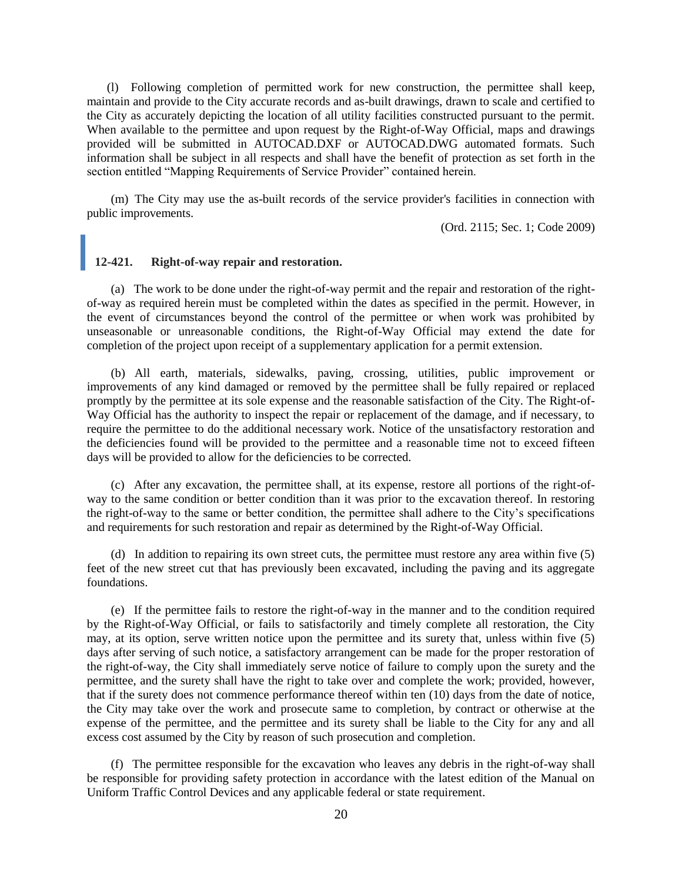(l) Following completion of permitted work for new construction, the permittee shall keep, maintain and provide to the City accurate records and as-built drawings, drawn to scale and certified to the City as accurately depicting the location of all utility facilities constructed pursuant to the permit. When available to the permittee and upon request by the Right-of-Way Official, maps and drawings provided will be submitted in AUTOCAD.DXF or AUTOCAD.DWG automated formats. Such information shall be subject in all respects and shall have the benefit of protection as set forth in the section entitled "Mapping Requirements of Service Provider" contained herein.

(m) The City may use the as-built records of the service provider's facilities in connection with public improvements.

(Ord. 2115; Sec. 1; Code 2009)

### 12-421. Right-of-way repair and restoration.

(a) The work to be done under the right-of-way permit and the repair and restoration of the right-of-way as required herein must be completed within the dates as specified in the permit. However, in the event of circumstances beyond the control of the permittee or when work was prohibited by unseasonable or unreasonable conditions, the Right-of-Way Official may extend the date for completion of the project upon receipt of a supplementary application for a permit extension.

(b) All earth, materials, sidewalks, paving, crossing, utilities, public improvement or improvements of any kind damaged or removed by the permittee shall be fully repaired or replaced promptly by the permittee at its sole expense and the reasonable satisfaction of the City. The Right-of-Way Official has the authority to inspect the repair or replacement of the damage, and if necessary, to require the permittee to do the additional necessary work. Notice of the unsatisfactory restoration and the deficiencies found will be provided to the permittee and a reasonable time not to exceed fifteen days will be provided to allow for the deficiencies to be corrected.

(c) After any excavation, the permittee shall, at its expense, restore all portions of the right-of-way to the same condition or better condition than it was prior to the excavation thereof. In restoring the right-of-way to the same or better condition, the permittee shall adhere to the City's specifications and requirements for such restoration and repair as determined by the Right-of-Way Official.

(d) In addition to repairing its own street cuts, the permittee must restore any area within five (5) feet of the new street cut that has previously been excavated, including the paving and its aggregate foundations.

(e) If the permittee fails to restore the right-of-way in the manner and to the condition required by the Right-of-Way Official, or fails to satisfactorily and timely complete all restoration, the City may, at its option, serve written notice upon the permittee and its surety that, unless within five (5) days after serving of such notice, a satisfactory arrangement can be made for the proper restoration of the right-of-way, the City shall immediately serve notice of failure to comply upon the surety and the permittee, and the surety shall have the right to take over and complete the work; provided, however, that if the surety does not commence performance thereof within ten (10) days from the date of notice, the City may take over the work and prosecute same to completion, by contract or otherwise at the expense of the permittee, and the permittee and its surety shall be liable to the City for any and all excess cost assumed by the City by reason of such prosecution and completion.

(f) The permittee responsible for the excavation who leaves any debris in the right-of-way shall be responsible for providing safety protection in accordance with the latest edition of the Manual on Uniform Traffic Control Devices and any applicable federal or state requirement.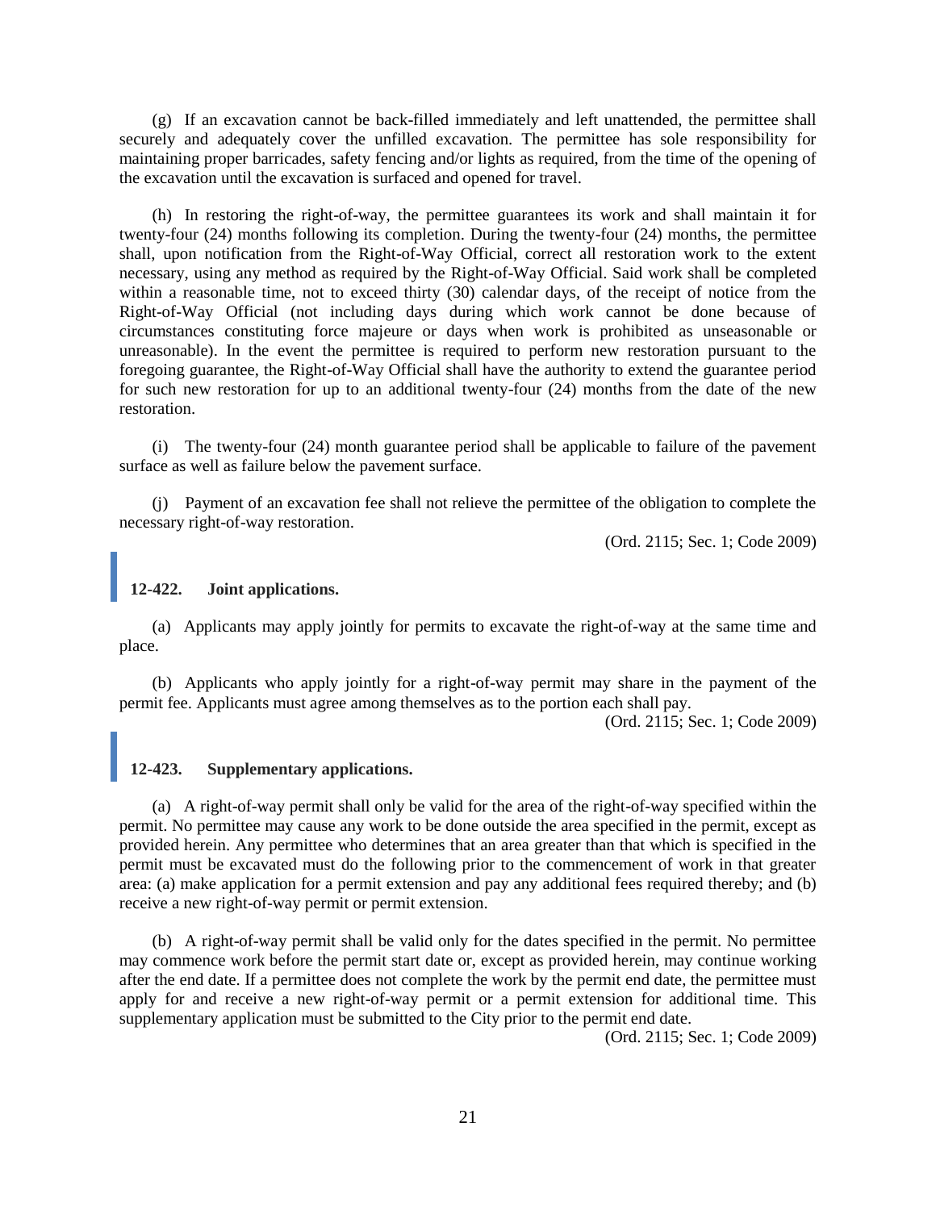(g) If an excavation cannot be back-filled immediately and left unattended, the permittee shall securely and adequately cover the unfilled excavation. The permittee has sole responsibility for maintaining proper barricades, safety fencing and/or lights as required, from the time of the opening of the excavation until the excavation is surfaced and opened for travel.

(h) In restoring the right-of-way, the permittee guarantees its work and shall maintain it for twenty-four (24) months following its completion. During the twenty-four (24) months, the permittee shall, upon notification from the Right-of-Way Official, correct all restoration work to the extent necessary, using any method as required by the Right-of-Way Official. Said work shall be completed within a reasonable time, not to exceed thirty (30) calendar days, of the receipt of notice from the Right-of-Way Official (not including days during which work cannot be done because of circumstances constituting force majeure or days when work is prohibited as unseasonable or unreasonable). In the event the permittee is required to perform new restoration pursuant to the foregoing guarantee, the Right-of-Way Official shall have the authority to extend the guarantee period for such new restoration for up to an additional twenty-four (24) months from the date of the new restoration.

(i) The twenty-four (24) month guarantee period shall be applicable to failure of the pavement surface as well as failure below the pavement surface.

(j) Payment of an excavation fee shall not relieve the permittee of the obligation to complete the necessary right-of-way restoration.

(Ord. 2115; Sec. 1; Code 2009)

## 12-422. Joint applications.

(a) Applicants may apply jointly for permits to excavate the right-of-way at the same time and place.

(b) Applicants who apply jointly for a right-of-way permit may share in the payment of the permit fee. Applicants must agree among themselves as to the portion each shall pay.

(Ord. 2115; Sec. 1; Code 2009)

## 12-423. Supplementary applications.

(a) A right-of-way permit shall only be valid for the area of the right-of-way specified within the permit. No permittee may cause any work to be done outside the area specified in the permit, except as provided herein. Any permittee who determines that an area greater than that which is specified in the permit must be excavated must do the following prior to the commencement of work in that greater area: (a) make application for a permit extension and pay any additional fees required thereby; and (b) receive a new right-of-way permit or permit extension.

(b) A right-of-way permit shall be valid only for the dates specified in the permit. No permittee may commence work before the permit start date or, except as provided herein, may continue working after the end date. If a permittee does not complete the work by the permit end date, the permittee must apply for and receive a new right-of-way permit or a permit extension for additional time. This supplementary application must be submitted to the City prior to the permit end date.

(Ord. 2115; Sec. 1; Code 2009)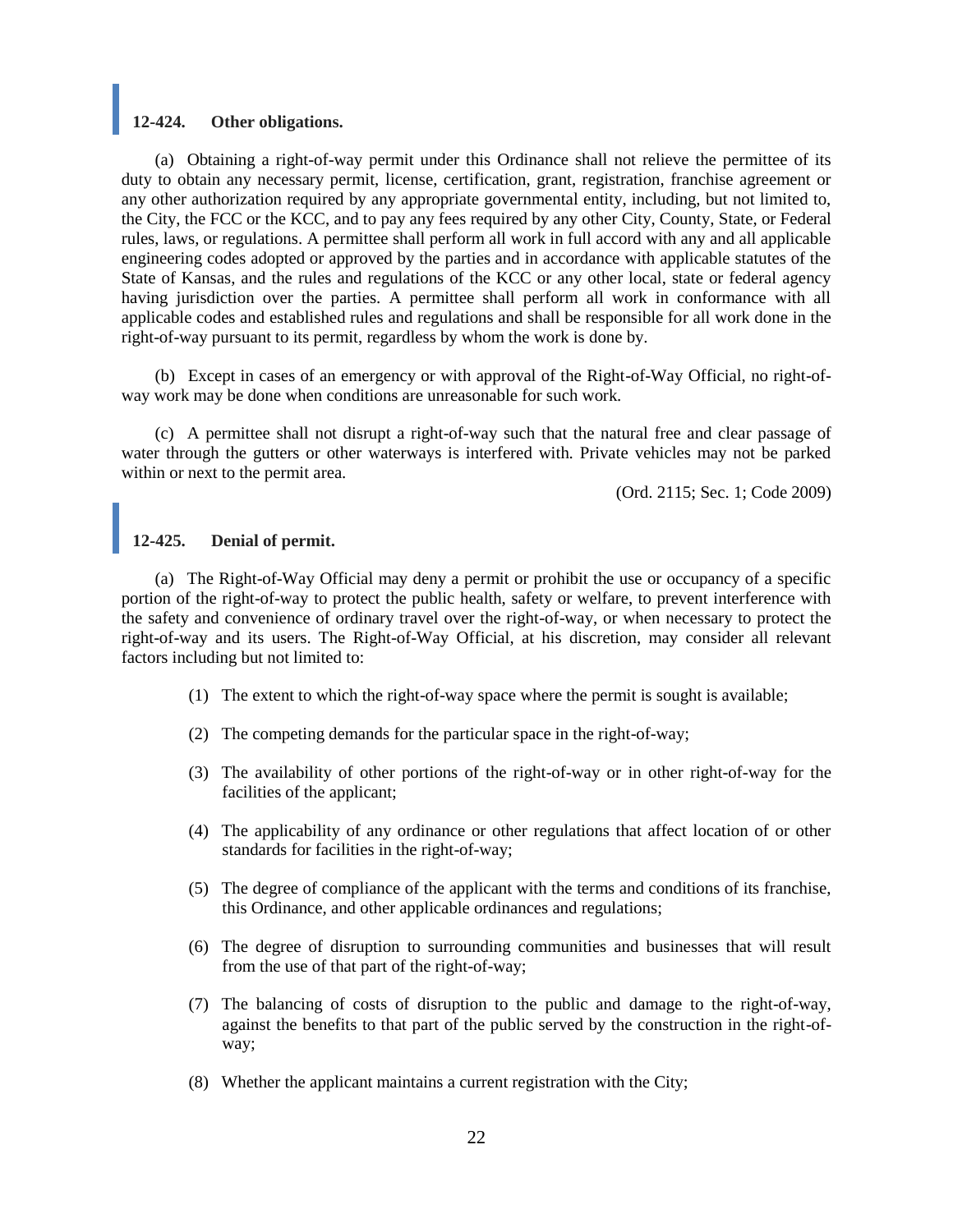### 12-424. Other obligations.

(a) Obtaining a right-of-way permit under this Ordinance shall not relieve the permittee of its duty to obtain any necessary permit, license, certification, grant, registration, franchise agreement or any other authorization required by any appropriate governmental entity, including, but not limited to, the City, the FCC or the KCC, and to pay any fees required by any other City, County, State, or Federal rules, laws, or regulations. A permittee shall perform all work in full accord with any and all applicable engineering codes adopted or approved by the parties and in accordance with applicable statutes of the State of Kansas, and the rules and regulations of the KCC or any other local, state or federal agency having jurisdiction over the parties. A permittee shall perform all work in conformance with all applicable codes and established rules and regulations and shall be responsible for all work done in the right-of-way pursuant to its permit, regardless by whom the work is done by.

(b) Except in cases of an emergency or with approval of the Right-of-Way Official, no right-of-way work may be done when conditions are unreasonable for such work.

(c) A permittee shall not disrupt a right-of-way such that the natural free and clear passage of water through the gutters or other waterways is interfered with. Private vehicles may not be parked within or next to the permit area.

(Ord. 2115; Sec. 1; Code 2009)

### 12-425. Denial of permit.

(a) The Right-of-Way Official may deny a permit or prohibit the use or occupancy of a specific portion of the right-of-way to protect the public health, safety or welfare, to prevent interference with the safety and convenience of ordinary travel over the right-of-way, or when necessary to protect the right-of-way and its users. The Right-of-Way Official, at his discretion, may consider all relevant factors including but not limited to:

(1) The extent to which the right-of-way space where the permit is sought is available;

(2) The competing demands for the particular space in the right-of-way;

(3) The availability of other portions of the right-of-way or in other right-of-way for the facilities of the applicant;

(4) The applicability of any ordinance or other regulations that affect location of or other standards for facilities in the right-of-way;

(5) The degree of compliance of the applicant with the terms and conditions of its franchise, this Ordinance, and other applicable ordinances and regulations;

(6) The degree of disruption to surrounding communities and businesses that will result from the use of that part of the right-of-way;

(7) The balancing of costs of disruption to the public and damage to the right-of-way, against the benefits to that part of the public served by the construction in the right-of-way;

(8) Whether the applicant maintains a current registration with the City;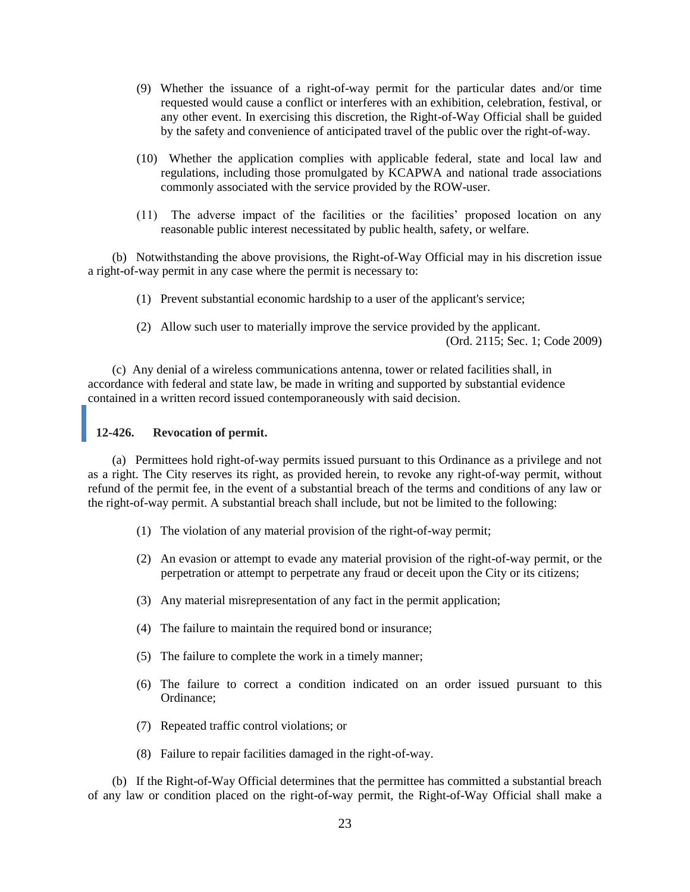(9) Whether the issuance of a right-of-way permit for the particular dates and/or time requested would cause a conflict or interferes with an exhibition, celebration, festival, or any other event. In exercising this discretion, the Right-of-Way Official shall be guided by the safety and convenience of anticipated travel of the public over the right-of-way.

(10) Whether the application complies with applicable federal, state and local law and regulations, including those promulgated by KCAPWA and national trade associations commonly associated with the service provided by the ROW-user.

(11) The adverse impact of the facilities or the facilities' proposed location on any reasonable public interest necessitated by public health, safety, or welfare.

(b) Notwithstanding the above provisions, the Right-of-Way Official may in his discretion issue a right-of-way permit in any case where the permit is necessary to:

(1) Prevent substantial economic hardship to a user of the applicant's service;

(2) Allow such user to materially improve the service provided by the applicant.

(Ord. 2115; Sec. 1; Code 2009)

(c) Any denial of a wireless communications antenna, tower or related facilities shall, in accordance with federal and state law, be made in writing and supported by substantial evidence contained in a written record issued contemporaneously with said decision.

### 12-426. Revocation of permit.

(a) Permittees hold right-of-way permits issued pursuant to this Ordinance as a privilege and not as a right. The City reserves its right, as provided herein, to revoke any right-of-way permit, without refund of the permit fee, in the event of a substantial breach of the terms and conditions of any law or the right-of-way permit. A substantial breach shall include, but not be limited to the following:

(1) The violation of any material provision of the right-of-way permit;

(2) An evasion or attempt to evade any material provision of the right-of-way permit, or the perpetration or attempt to perpetrate any fraud or deceit upon the City or its citizens;

(3) Any material misrepresentation of any fact in the permit application;

(4) The failure to maintain the required bond or insurance;

(5) The failure to complete the work in a timely manner;

(6) The failure to correct a condition indicated on an order issued pursuant to this Ordinance;

(7) Repeated traffic control violations; or

(8) Failure to repair facilities damaged in the right-of-way.

(b) If the Right-of-Way Official determines that the permittee has committed a substantial breach of any law or condition placed on the right-of-way permit, the Right-of-Way Official shall make a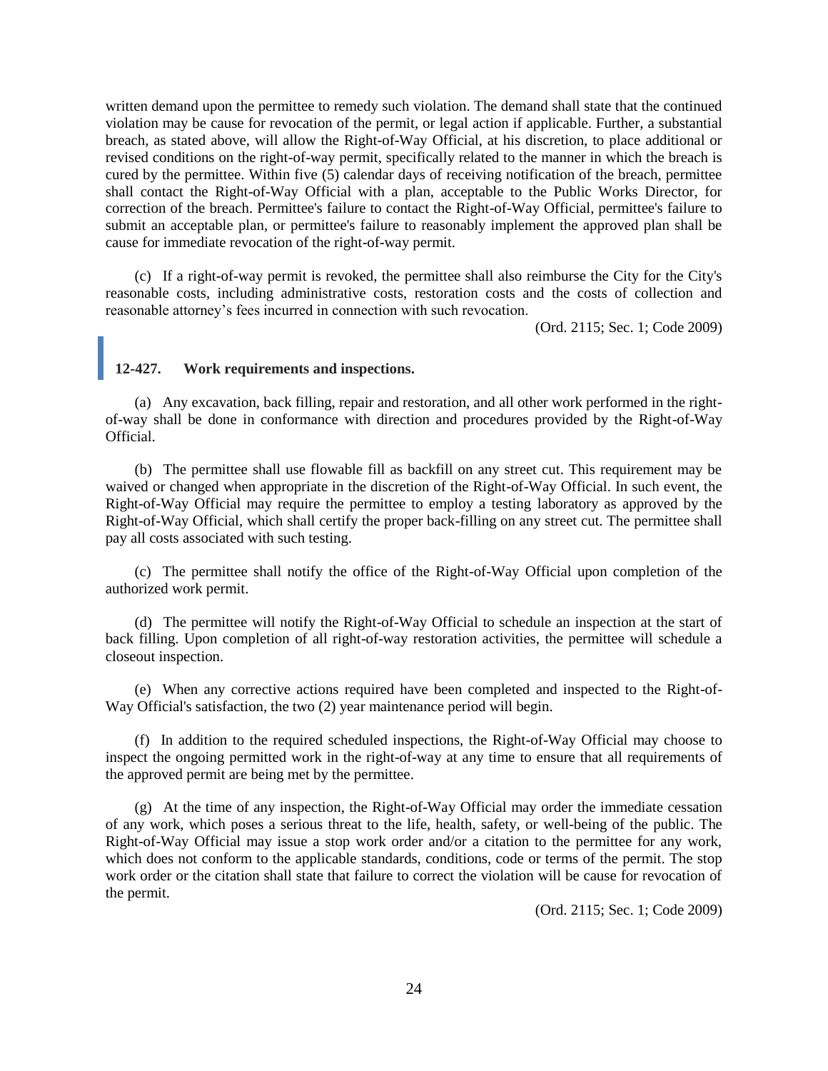written demand upon the permittee to remedy such violation. The demand shall state that the continued violation may be cause for revocation of the permit, or legal action if applicable. Further, a substantial breach, as stated above, will allow the Right-of-Way Official, at his discretion, to place additional or revised conditions on the right-of-way permit, specifically related to the manner in which the breach is cured by the permittee. Within five (5) calendar days of receiving notification of the breach, permittee shall contact the Right-of-Way Official with a plan, acceptable to the Public Works Director, for correction of the breach. Permittee's failure to contact the Right-of-Way Official, permittee's failure to submit an acceptable plan, or permittee's failure to reasonably implement the approved plan shall be cause for immediate revocation of the right-of-way permit.

(c) If a right-of-way permit is revoked, the permittee shall also reimburse the City for the City's reasonable costs, including administrative costs, restoration costs and the costs of collection and reasonable attorney's fees incurred in connection with such revocation.

(Ord. 2115; Sec. 1; Code 2009)

### 12-427. Work requirements and inspections.

(a) Any excavation, back filling, repair and restoration, and all other work performed in the right-of-way shall be done in conformance with direction and procedures provided by the Right-of-Way Official.

(b) The permittee shall use flowable fill as backfill on any street cut. This requirement may be waived or changed when appropriate in the discretion of the Right-of-Way Official. In such event, the Right-of-Way Official may require the permittee to employ a testing laboratory as approved by the Right-of-Way Official, which shall certify the proper back-filling on any street cut. The permittee shall pay all costs associated with such testing.

(c) The permittee shall notify the office of the Right-of-Way Official upon completion of the authorized work permit.

(d) The permittee will notify the Right-of-Way Official to schedule an inspection at the start of back filling. Upon completion of all right-of-way restoration activities, the permittee will schedule a closeout inspection.

(e) When any corrective actions required have been completed and inspected to the Right-of-Way Official's satisfaction, the two (2) year maintenance period will begin.

(f) In addition to the required scheduled inspections, the Right-of-Way Official may choose to inspect the ongoing permitted work in the right-of-way at any time to ensure that all requirements of the approved permit are being met by the permittee.

(g) At the time of any inspection, the Right-of-Way Official may order the immediate cessation of any work, which poses a serious threat to the life, health, safety, or well-being of the public. The Right-of-Way Official may issue a stop work order and/or a citation to the permittee for any work, which does not conform to the applicable standards, conditions, code or terms of the permit. The stop work order or the citation shall state that failure to correct the violation will be cause for revocation of the permit.

(Ord. 2115; Sec. 1; Code 2009)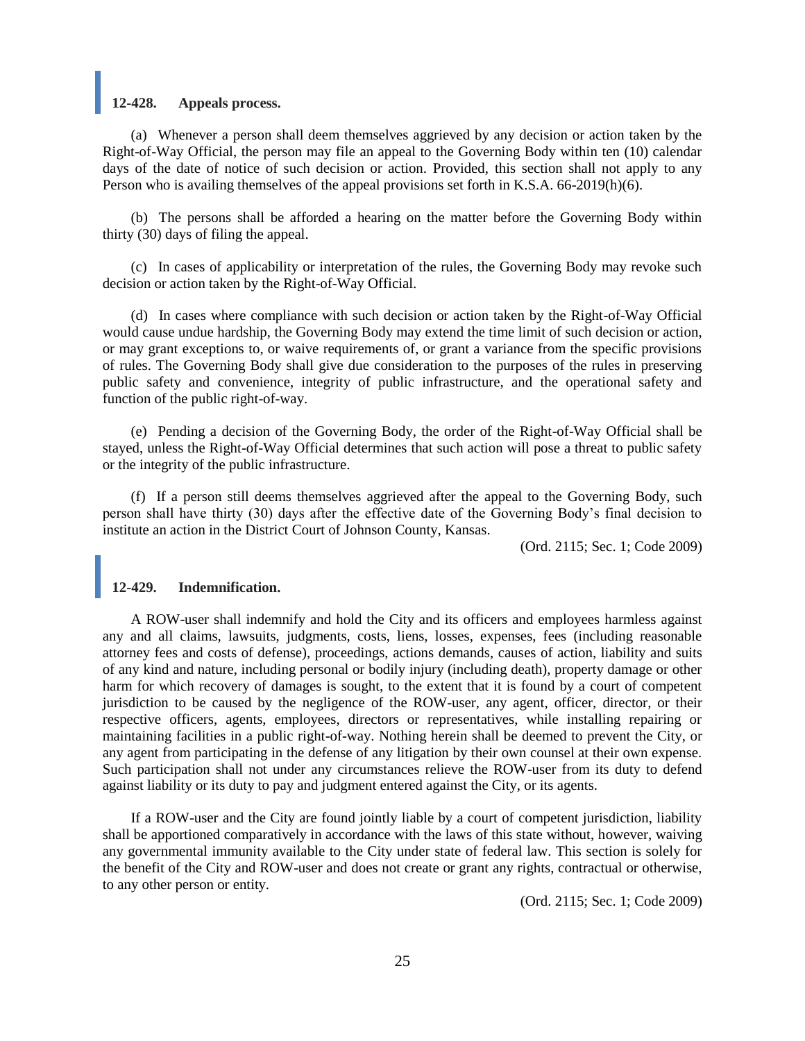### 12-428. Appeals process.

(a) Whenever a person shall deem themselves aggrieved by any decision or action taken by the Right-of-Way Official, the person may file an appeal to the Governing Body within ten (10) calendar days of the date of notice of such decision or action. Provided, this section shall not apply to any Person who is availing themselves of the appeal provisions set forth in K.S.A. 66-2019(h)(6).

(b) The persons shall be afforded a hearing on the matter before the Governing Body within thirty (30) days of filing the appeal.

(c) In cases of applicability or interpretation of the rules, the Governing Body may revoke such decision or action taken by the Right-of-Way Official.

(d) In cases where compliance with such decision or action taken by the Right-of-Way Official would cause undue hardship, the Governing Body may extend the time limit of such decision or action, or may grant exceptions to, or waive requirements of, or grant a variance from the specific provisions of rules. The Governing Body shall give due consideration to the purposes of the rules in preserving public safety and convenience, integrity of public infrastructure, and the operational safety and function of the public right-of-way.

(e) Pending a decision of the Governing Body, the order of the Right-of-Way Official shall be stayed, unless the Right-of-Way Official determines that such action will pose a threat to public safety or the integrity of the public infrastructure.

(f) If a person still deems themselves aggrieved after the appeal to the Governing Body, such person shall have thirty (30) days after the effective date of the Governing Body's final decision to institute an action in the District Court of Johnson County, Kansas.

(Ord. 2115; Sec. 1; Code 2009)

### 12-429. Indemnification.

A ROW-user shall indemnify and hold the City and its officers and employees harmless against any and all claims, lawsuits, judgments, costs, liens, losses, expenses, fees (including reasonable attorney fees and costs of defense), proceedings, actions demands, causes of action, liability and suits of any kind and nature, including personal or bodily injury (including death), property damage or other harm for which recovery of damages is sought, to the extent that it is found by a court of competent jurisdiction to be caused by the negligence of the ROW-user, any agent, officer, director, or their respective officers, agents, employees, directors or representatives, while installing repairing or maintaining facilities in a public right-of-way. Nothing herein shall be deemed to prevent the City, or any agent from participating in the defense of any litigation by their own counsel at their own expense. Such participation shall not under any circumstances relieve the ROW-user from its duty to defend against liability or its duty to pay and judgment entered against the City, or its agents.

If a ROW-user and the City are found jointly liable by a court of competent jurisdiction, liability shall be apportioned comparatively in accordance with the laws of this state without, however, waiving any governmental immunity available to the City under state of federal law. This section is solely for the benefit of the City and ROW-user and does not create or grant any rights, contractual or otherwise, to any other person or entity.

(Ord. 2115; Sec. 1; Code 2009)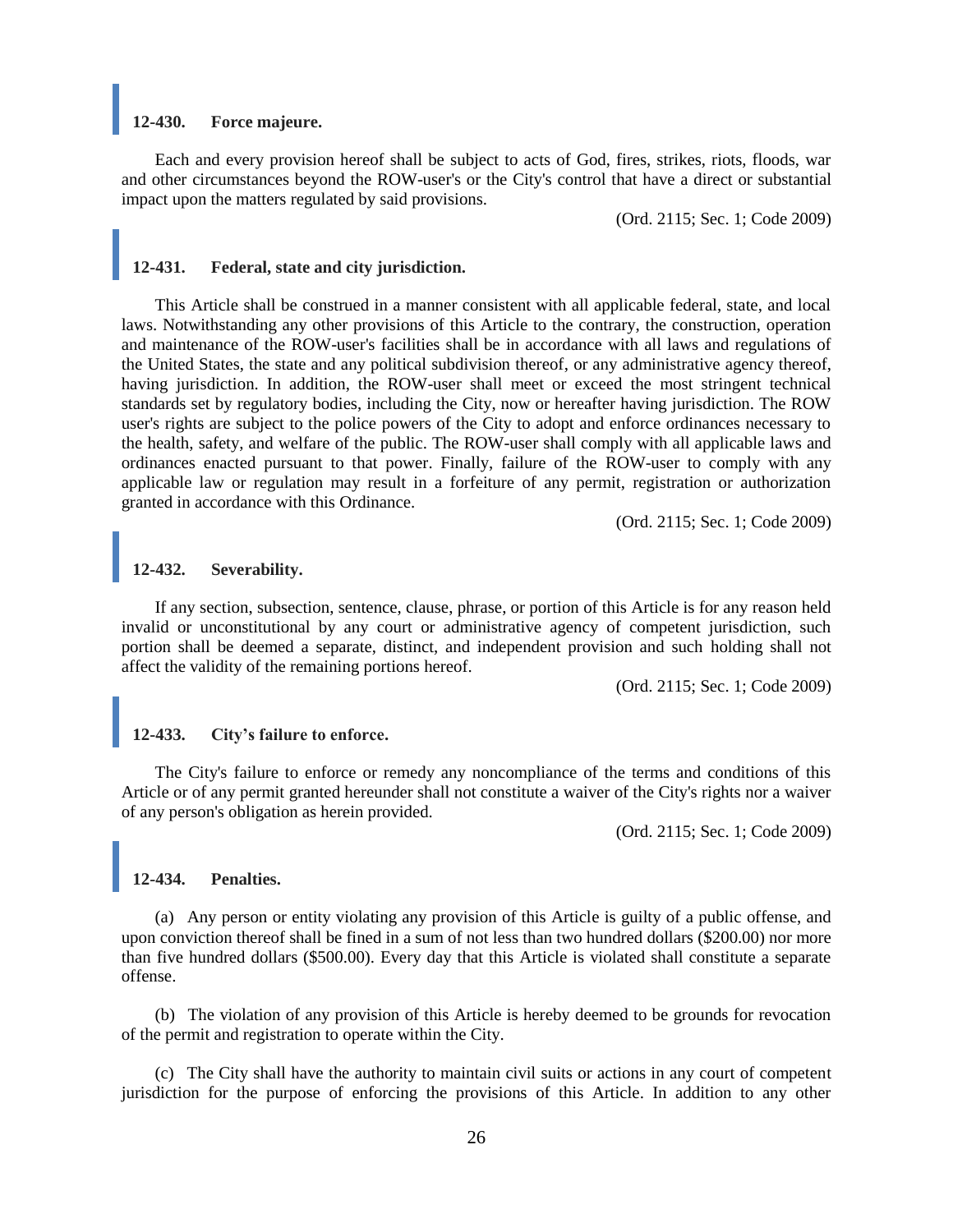### 12-430. Force majeure.

Each and every provision hereof shall be subject to acts of God, fires, strikes, riots, floods, war and other circumstances beyond the ROW-user's or the City's control that have a direct or substantial impact upon the matters regulated by said provisions.

(Ord. 2115; Sec. 1; Code 2009)

### 12-431. Federal, state and city jurisdiction.

This Article shall be construed in a manner consistent with all applicable federal, state, and local laws. Notwithstanding any other provisions of this Article to the contrary, the construction, operation and maintenance of the ROW-user's facilities shall be in accordance with all laws and regulations of the United States, the state and any political subdivision thereof, or any administrative agency thereof, having jurisdiction. In addition, the ROW-user shall meet or exceed the most stringent technical standards set by regulatory bodies, including the City, now or hereafter having jurisdiction. The ROW user's rights are subject to the police powers of the City to adopt and enforce ordinances necessary to the health, safety, and welfare of the public. The ROW-user shall comply with all applicable laws and ordinances enacted pursuant to that power. Finally, failure of the ROW-user to comply with any applicable law or regulation may result in a forfeiture of any permit, registration or authorization granted in accordance with this Ordinance.

(Ord. 2115; Sec. 1; Code 2009)

### 12-432. Severability.

If any section, subsection, sentence, clause, phrase, or portion of this Article is for any reason held invalid or unconstitutional by any court or administrative agency of competent jurisdiction, such portion shall be deemed a separate, distinct, and independent provision and such holding shall not affect the validity of the remaining portions hereof.

(Ord. 2115; Sec. 1; Code 2009)

### 12-433. City's failure to enforce.

The City's failure to enforce or remedy any noncompliance of the terms and conditions of this Article or of any permit granted hereunder shall not constitute a waiver of the City's rights nor a waiver of any person's obligation as herein provided.

(Ord. 2115; Sec. 1; Code 2009)

### 12-434. Penalties.

(a) Any person or entity violating any provision of this Article is guilty of a public offense, and upon conviction thereof shall be fined in a sum of not less than two hundred dollars ($200.00) nor more than five hundred dollars ($500.00). Every day that this Article is violated shall constitute a separate offense.

(b) The violation of any provision of this Article is hereby deemed to be grounds for revocation of the permit and registration to operate within the City.

(c) The City shall have the authority to maintain civil suits or actions in any court of competent jurisdiction for the purpose of enforcing the provisions of this Article. In addition to any other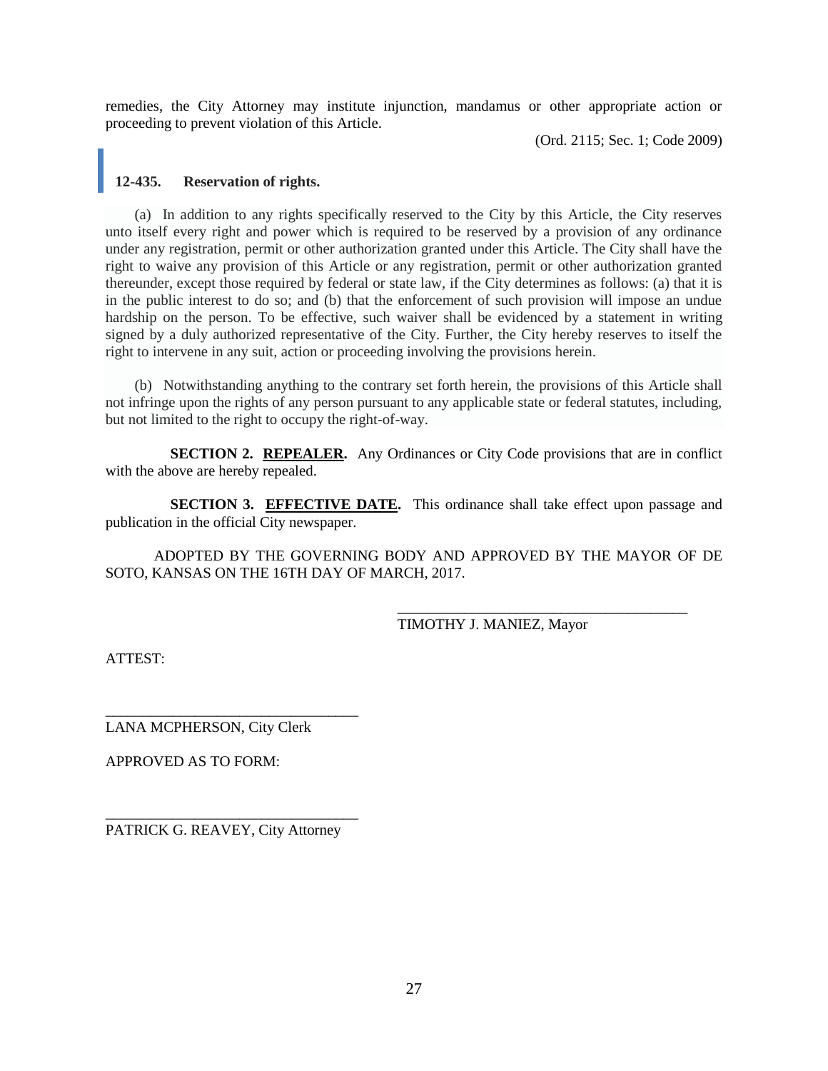remedies, the City Attorney may institute injunction, mandamus or other appropriate action or proceeding to prevent violation of this Article.

(Ord. 2115; Sec. 1; Code 2009)

### 12-435. Reservation of rights.

(a) In addition to any rights specifically reserved to the City by this Article, the City reserves unto itself every right and power which is required to be reserved by a provision of any ordinance under any registration, permit or other authorization granted under this Article. The City shall have the right to waive any provision of this Article or any registration, permit or other authorization granted thereunder, except those required by federal or state law, if the City determines as follows: (a) that it is in the public interest to do so; and (b) that the enforcement of such provision will impose an undue hardship on the person. To be effective, such waiver shall be evidenced by a statement in writing signed by a duly authorized representative of the City. Further, the City hereby reserves to itself the right to intervene in any suit, action or proceeding involving the provisions herein.

(b) Notwithstanding anything to the contrary set forth herein, the provisions of this Article shall not infringe upon the rights of any person pursuant to any applicable state or federal statutes, including, but not limited to the right to occupy the right-of-way.

**SECTION 2. REPEALER.** Any Ordinances or City Code provisions that are in conflict with the above are hereby repealed.

**SECTION 3. EFFECTIVE DATE.** This ordinance shall take effect upon passage and publication in the official City newspaper.

ADOPTED BY THE GOVERNING BODY AND APPROVED BY THE MAYOR OF DE SOTO, KANSAS ON THE 16TH DAY OF MARCH, 2017.

_______________________________________
TIMOTHY J. MANIEZ, Mayor

ATTEST:

_________________________________
LANA MCPHERSON, City Clerk

APPROVED AS TO FORM:

_________________________________
PATRICK G. REAVEY, City Attorney